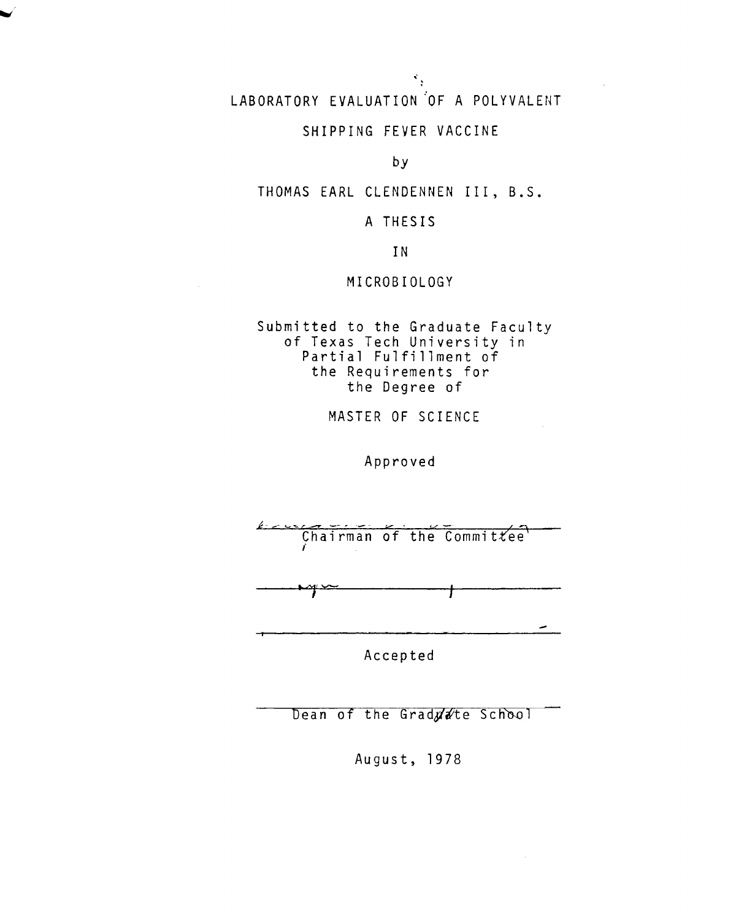# LABORATORY EVALUATION OF A POLYVALENT SHIPPING FEVER VACCINE

by

THOMAS EARL CLENDENNEN III, B.S.

A THESIS

IN

MICROBIOLOGY

Submitted to the Graduate Faculty of Texas Tech University in Partial Fulfillment of the Requirements for the Degree of

MASTER OF SCIENCE

Approved

Chairman of the Committee

Accepted

Dean of the Graduate School

August, 1978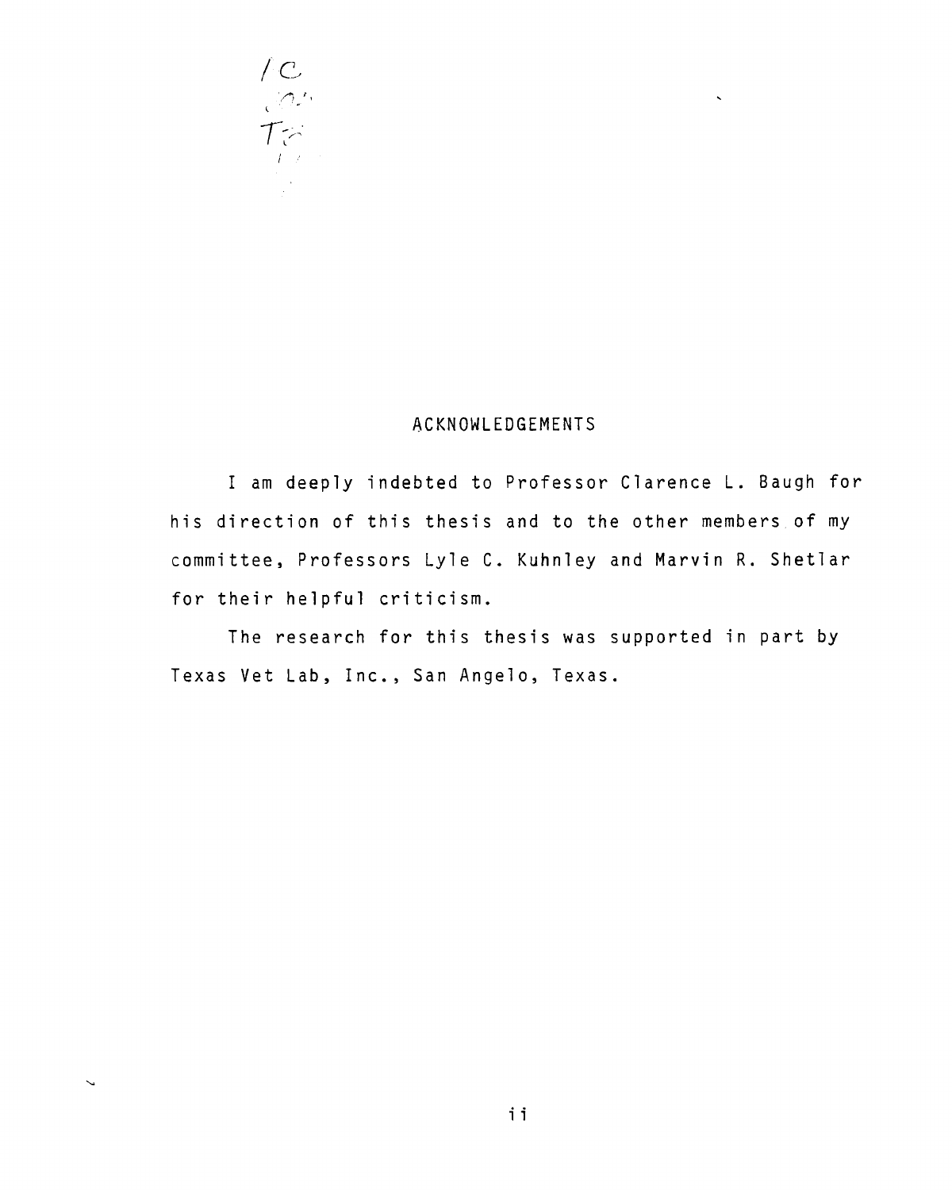## ACKNOWLEDGEMENTS

I am deeply indebted to Professor Clarence L. Baugh for his direction of this thesis and to the other members of my committee, Professors Lyle C. Kuhnley and Marvin R. Shetlar for their helpful criticism.

The research for this thesis was supported in part by Texas Vet Lab, Inc., San Angelo, Texas.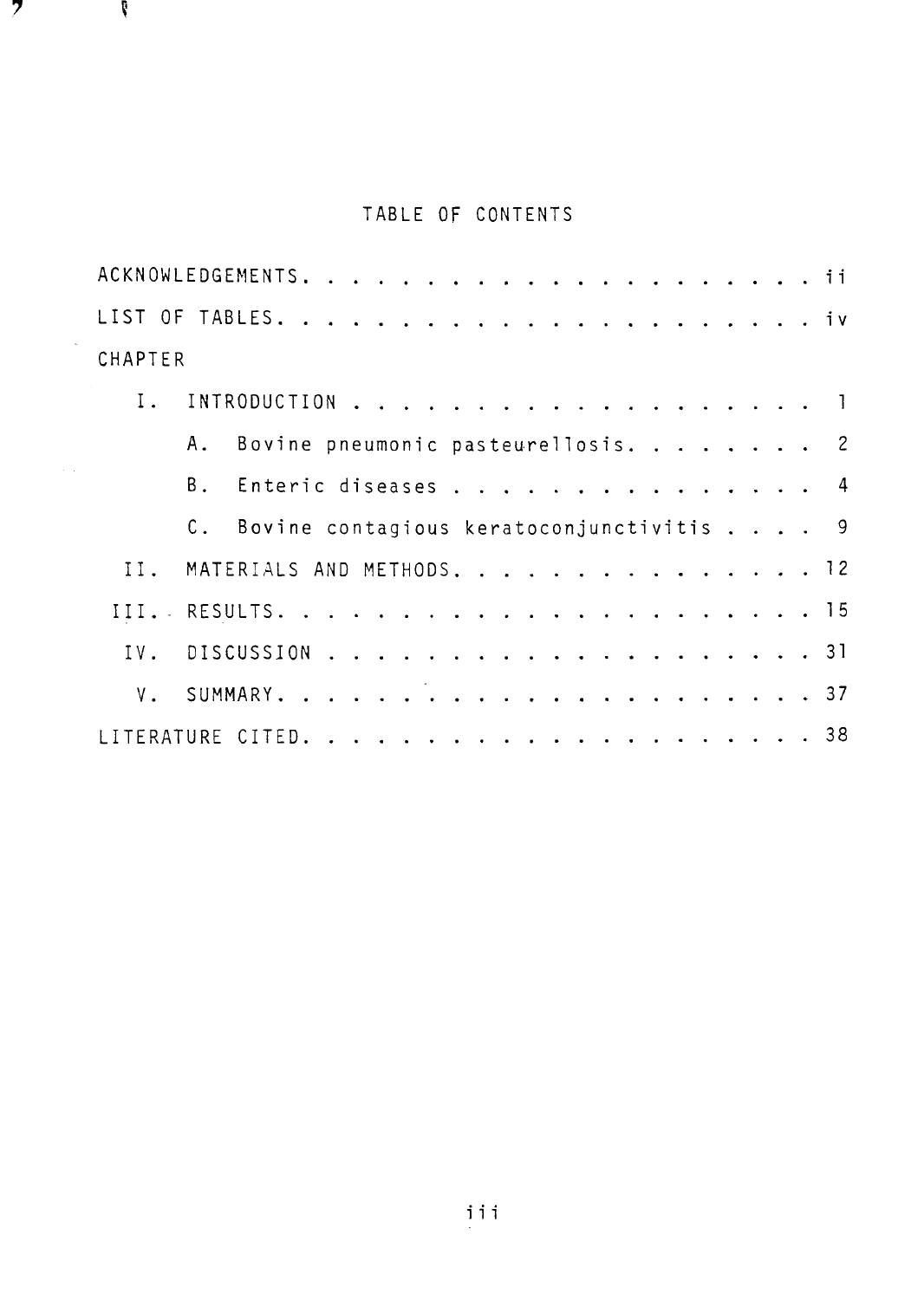# TABLE OF CONTENTS

ACKNOWLEDGEMENTS. . . . . . . . . . . . . . . . . . . . . ii

LIST OF TABLES. . . . . . . . . . . . . . . . . . . . . iv

CHAPTER

I. INTRODUCTION . . . . . . . . . . . . . . . . . . . 1

A. Bovine pneumonic pasteurellosis. . . . . . . . 2

B. Enteric diseases . . . . . . . . . . . . . . . 4

C. Bovine contagious keratoconjunctivitis . . . . 9

II. MATERIALS AND METHODS. . . . . . . . . . . . . . . 12

III. RESULTS. . . . . . . . . . . . . . . . . . . . . 15

IV. DISCUSSION . . . . . . . . . . . . . . . . . . . 31

V. SUMMARY. . . . . . . . . . . . . . . . . . . . . 37

LITERATURE CITED. . . . . . . . . . . . . . . . . . . . 38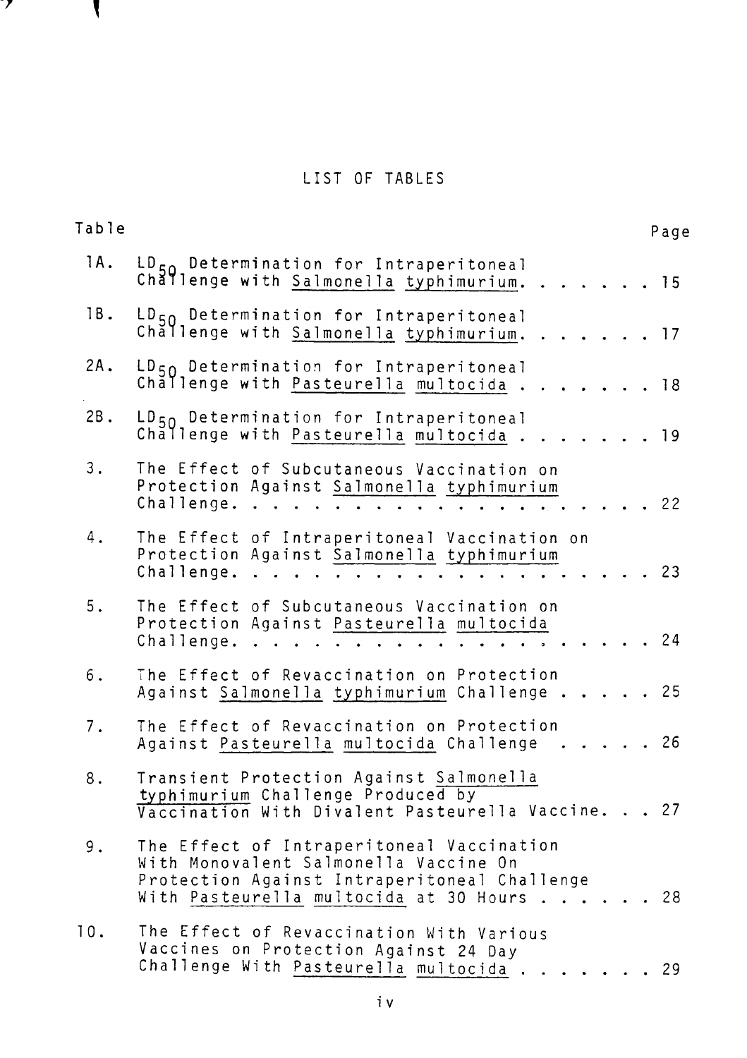# LIST OF TABLES

| Table | | Page |
|---|---|---|
| 1A. | $LD_{50}$ Determination for Intraperitoneal Challenge with Salmonella typhimurium. | 15 |
| 1B. | $LD_{50}$ Determination for Intraperitoneal Challenge with Salmonella typhimurium. | 17 |
| 2A. | $LD_{50}$ Determination for Intraperitoneal Challenge with Pasteurella multocida | 18 |
| 2B. | $LD_{50}$ Determination for Intraperitoneal Challenge with Pasteurella multocida | 19 |
| 3. | The Effect of Subcutaneous Vaccination on Protection Against Salmonella typhimurium Challenge. | 22 |
| 4. | The Effect of Intraperitoneal Vaccination on Protection Against Salmonella typhimurium Challenge. | 23 |
| 5. | The Effect of Subcutaneous Vaccination on Protection Against Pasteurella multocida Challenge. | 24 |
| 6. | The Effect of Revaccination on Protection Against Salmonella typhimurium Challenge | 25 |
| 7. | The Effect of Revaccination on Protection Against Pasteurella multocida Challenge | 26 |
| 8. | Transient Protection Against Salmonella typhimurium Challenge Produced by Vaccination With Divalent Pasteurella Vaccine. | 27 |
| 9. | The Effect of Intraperitoneal Vaccination With Monovalent Salmonella Vaccine On Protection Against Intraperitoneal Challenge With Pasteurella multocida at 30 Hours | 28 |
| 10. | The Effect of Revaccination With Various Vaccines on Protection Against 24 Day Challenge With Pasteurella multocida | 29 |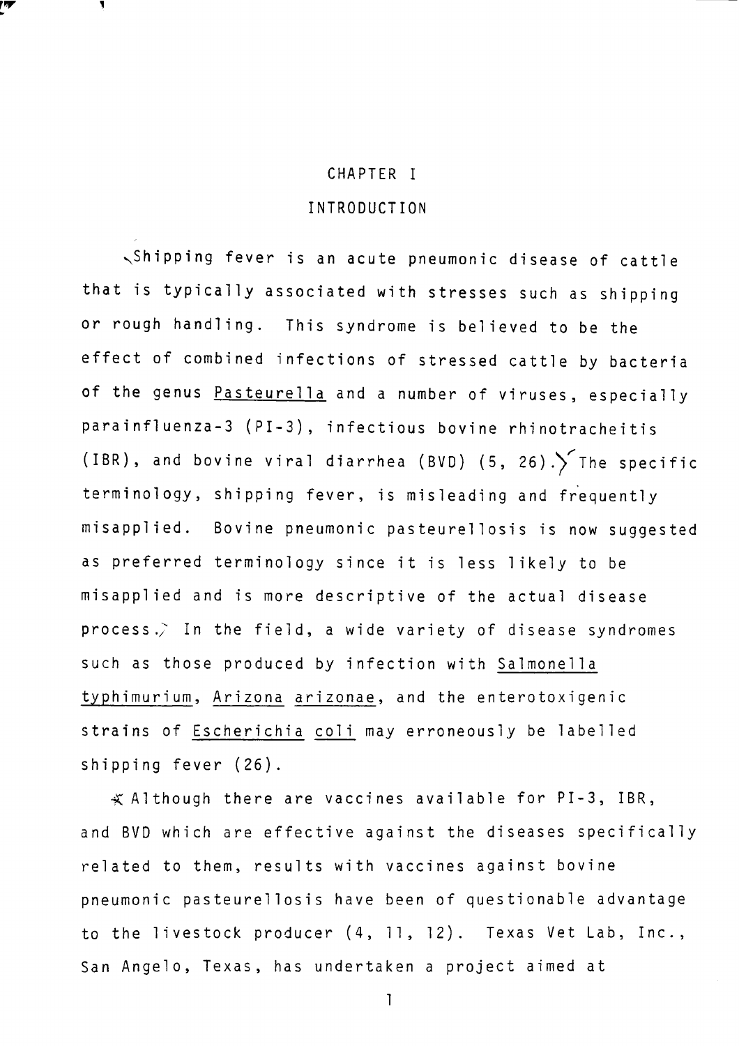# CHAPTER I

## INTRODUCTION

Shipping fever is an acute pneumonic disease of cattle that is typically associated with stresses such as shipping or rough handling. This syndrome is believed to be the effect of combined infections of stressed cattle by bacteria of the genus *Pasteurella* and a number of viruses, especially parainfluenza-3 (PI-3), infectious bovine rhinotracheitis (IBR), and bovine viral diarrhea (BVD) (5, 26). The specific terminology, shipping fever, is misleading and frequently misapplied. Bovine pneumonic pasteurellosis is now suggested as preferred terminology since it is less likely to be misapplied and is more descriptive of the actual disease process. In the field, a wide variety of disease syndromes such as those produced by infection with *Salmonella typhimurium*, *Arizona arizonae*, and the enterotoxigenic strains of *Escherichia coli* may erroneously be labelled shipping fever (26).

Although there are vaccines available for PI-3, IBR, and BVD which are effective against the diseases specifically related to them, results with vaccines against bovine pneumonic pasteurellosis have been of questionable advantage to the livestock producer (4, 11, 12). Texas Vet Lab, Inc., San Angelo, Texas, has undertaken a project aimed at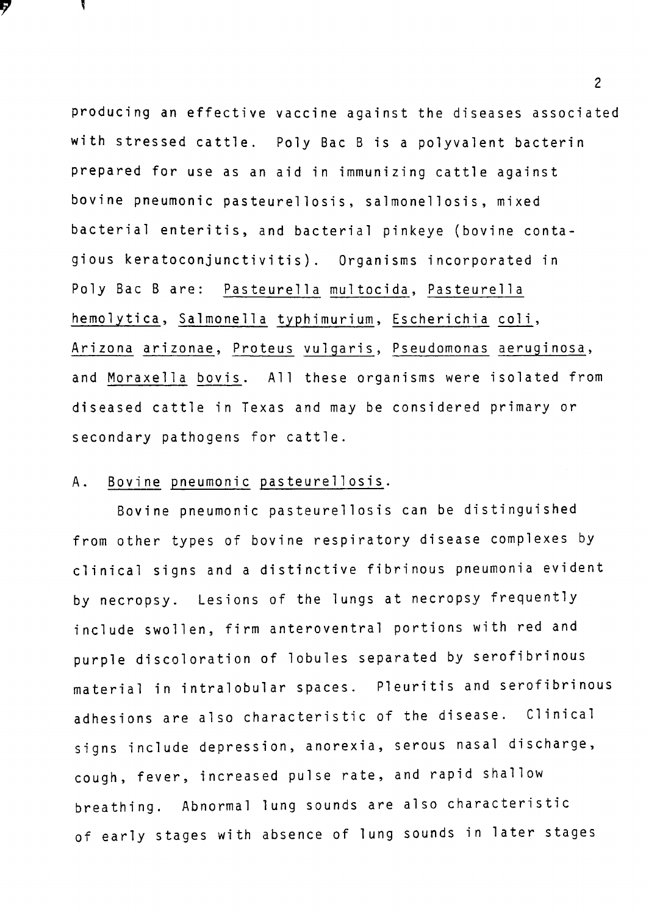producing an effective vaccine against the diseases associated with stressed cattle. Poly Bac B is a polyvalent bacterin prepared for use as an aid in immunizing cattle against bovine pneumonic pasteurellosis, salmonellosis, mixed bacterial enteritis, and bacterial pinkeye (bovine contagious keratoconjunctivitis). Organisms incorporated in Poly Bac B are: *Pasteurella multocida*, *Pasteurella hemolytica*, *Salmonella typhimurium*, *Escherichia coli*, *Arizona arizonae*, *Proteus vulgaris*, *Pseudomonas aeruginosa*, and *Moraxella bovis*. All these organisms were isolated from diseased cattle in Texas and may be considered primary or secondary pathogens for cattle.

### A. Bovine pneumonic pasteurellosis.

Bovine pneumonic pasteurellosis can be distinguished from other types of bovine respiratory disease complexes by clinical signs and a distinctive fibrinous pneumonia evident by necropsy. Lesions of the lungs at necropsy frequently include swollen, firm anteroventral portions with red and purple discoloration of lobules separated by serofibrinous material in intralobular spaces. Pleuritis and serofibrinous adhesions are also characteristic of the disease. Clinical signs include depression, anorexia, serous nasal discharge, cough, fever, increased pulse rate, and rapid shallow breathing. Abnormal lung sounds are also characteristic of early stages with absence of lung sounds in later stages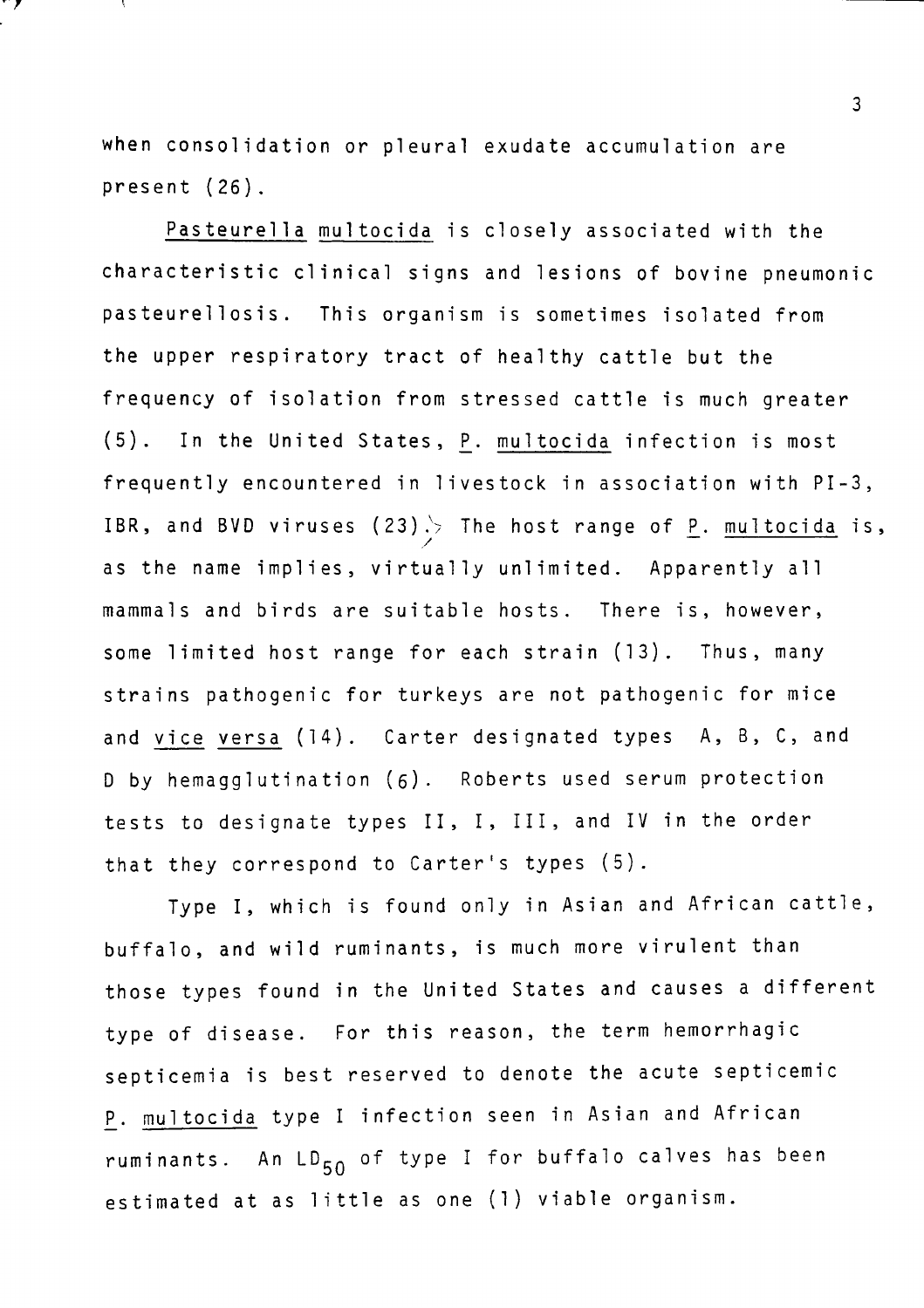when consolidation or pleural exudate accumulation are present (26).

*Pasteurella multocida* is closely associated with the characteristic clinical signs and lesions of bovine pneumonic pasteurellosis. This organism is sometimes isolated from the upper respiratory tract of healthy cattle but the frequency of isolation from stressed cattle is much greater (5). In the United States, *P. multocida* infection is most frequently encountered in livestock in association with PI-3, IBR, and BVD viruses (23). The host range of *P. multocida* is, as the name implies, virtually unlimited. Apparently all mammals and birds are suitable hosts. There is, however, some limited host range for each strain (13). Thus, many strains pathogenic for turkeys are not pathogenic for mice and *vice versa* (14). Carter designated types A, B, C, and D by hemagglutination (6). Roberts used serum protection tests to designate types II, I, III, and IV in the order that they correspond to Carter's types (5).

Type I, which is found only in Asian and African cattle, buffalo, and wild ruminants, is much more virulent than those types found in the United States and causes a different type of disease. For this reason, the term hemorrhagic septicemia is best reserved to denote the acute septicemic *P. multocida* type I infection seen in Asian and African ruminants. An $LD_{50}$ of type I for buffalo calves has been estimated at as little as one (1) viable organism.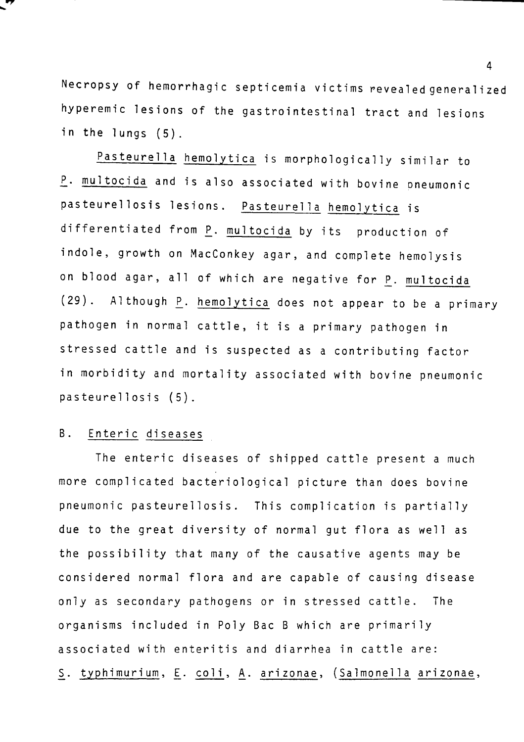Necropsy of hemorrhagic septicemia victims revealed generalized hyperemic lesions of the gastrointestinal tract and lesions in the lungs (5).

*Pasteurella hemolytica* is morphologically similar to *P. multocida* and is also associated with bovine pneumonic pasteurellosis lesions. *Pasteurella hemolytica* is differentiated from *P. multocida* by its production of indole, growth on MacConkey agar, and complete hemolysis on blood agar, all of which are negative for *P. multocida* (29). Although *P. hemolytica* does not appear to be a primary pathogen in normal cattle, it is a primary pathogen in stressed cattle and is suspected as a contributing factor in morbidity and mortality associated with bovine pneumonic pasteurellosis (5).

## B. Enteric diseases

The enteric diseases of shipped cattle present a much more complicated bacteriological picture than does bovine pneumonic pasteurellosis. This complication is partially due to the great diversity of normal gut flora as well as the possibility that many of the causative agents may be considered normal flora and are capable of causing disease only as secondary pathogens or in stressed cattle. The organisms included in Poly Bac B which are primarily associated with enteritis and diarrhea in cattle are: *S. typhimurium*, *E. coli*, *A. arizonae*, (*Salmonella arizonae*,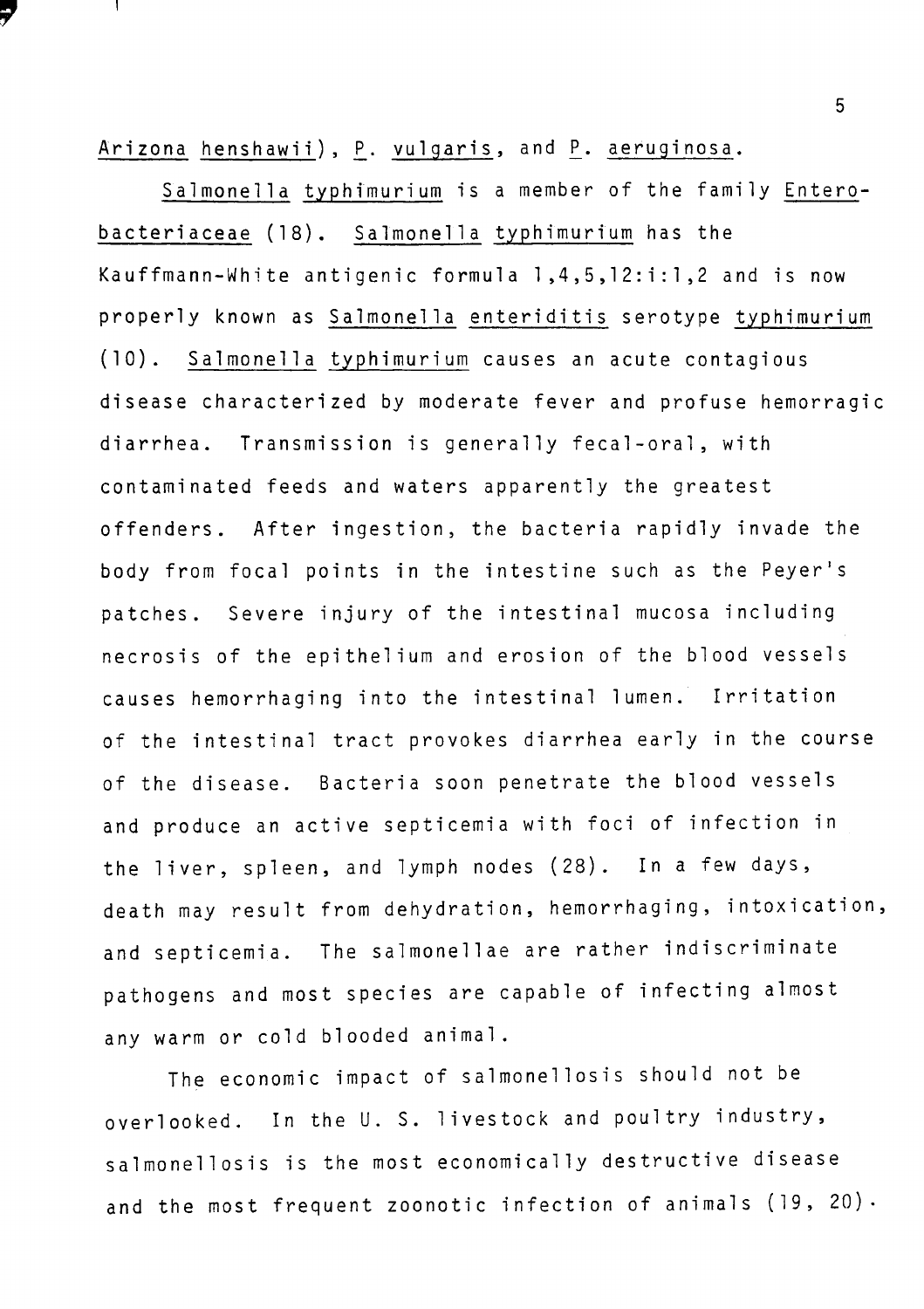Arizona henshawii), P. vulgaris, and P. aeruginosa.

Salmonella typhimurium is a member of the family Enterobacteriaceae (18). Salmonella typhimurium has the Kauffmann-White antigenic formula 1,4,5,12:i:1,2 and is now properly known as Salmonella enteriditis serotype typhimurium (10). Salmonella typhimurium causes an acute contagious disease characterized by moderate fever and profuse hemorragic diarrhea. Transmission is generally fecal-oral, with contaminated feeds and waters apparently the greatest offenders. After ingestion, the bacteria rapidly invade the body from focal points in the intestine such as the Peyer's patches. Severe injury of the intestinal mucosa including necrosis of the epithelium and erosion of the blood vessels causes hemorrhaging into the intestinal lumen. Irritation of the intestinal tract provokes diarrhea early in the course of the disease. Bacteria soon penetrate the blood vessels and produce an active septicemia with foci of infection in the liver, spleen, and lymph nodes (28). In a few days, death may result from dehydration, hemorrhaging, intoxication, and septicemia. The salmonellae are rather indiscriminate pathogens and most species are capable of infecting almost any warm or cold blooded animal.

The economic impact of salmonellosis should not be overlooked. In the U. S. livestock and poultry industry, salmonellosis is the most economically destructive disease and the most frequent zoonotic infection of animals (19, 20).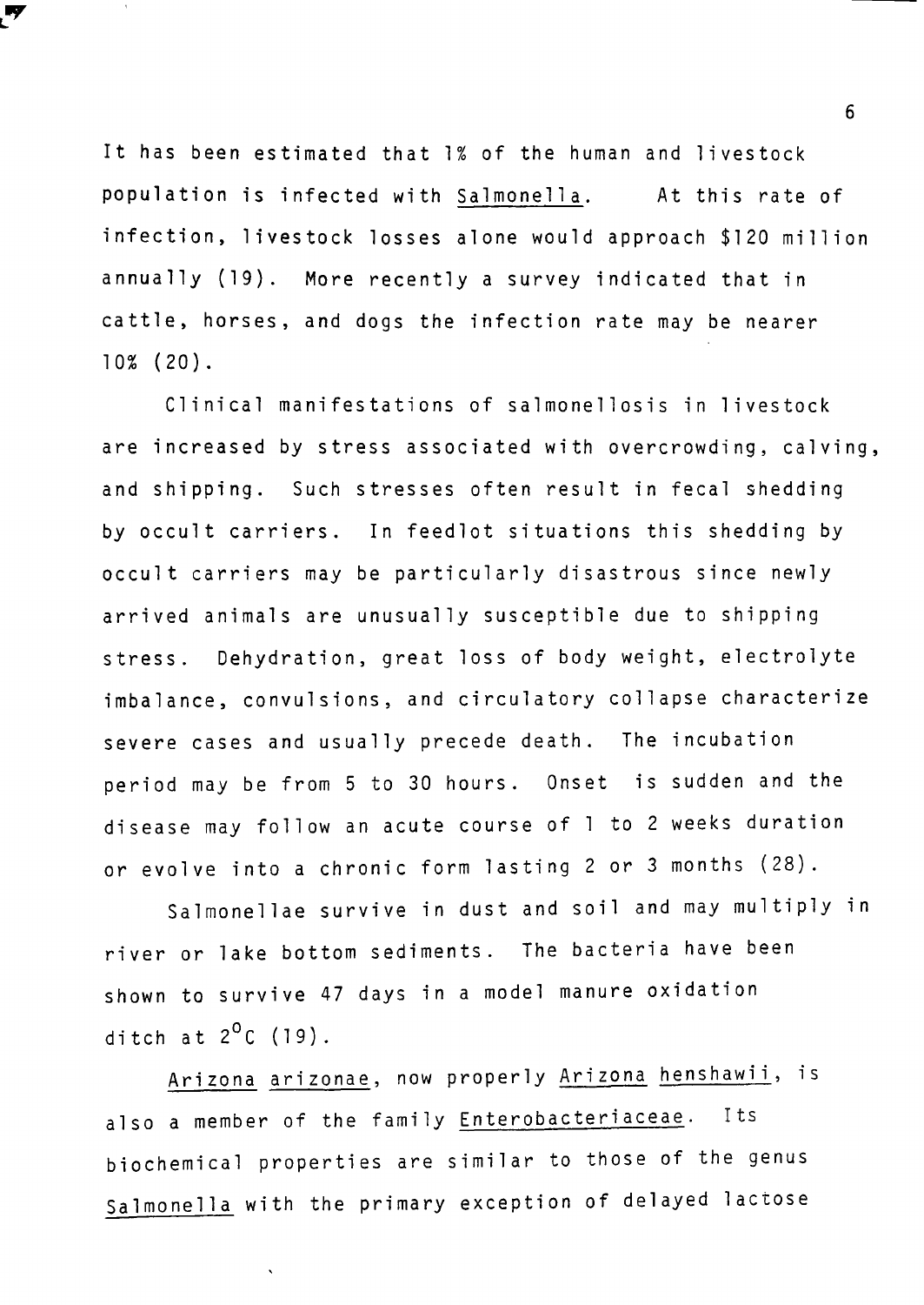It has been estimated that 1% of the human and livestock population is infected with _Salmonella_. At this rate of infection, livestock losses alone would approach $120 million annually (19). More recently a survey indicated that in cattle, horses, and dogs the infection rate may be nearer 10% (20).

Clinical manifestations of salmonellosis in livestock are increased by stress associated with overcrowding, calving, and shipping. Such stresses often result in fecal shedding by occult carriers. In feedlot situations this shedding by occult carriers may be particularly disastrous since newly arrived animals are unusually susceptible due to shipping stress. Dehydration, great loss of body weight, electrolyte imbalance, convulsions, and circulatory collapse characterize severe cases and usually precede death. The incubation period may be from 5 to 30 hours. Onset is sudden and the disease may follow an acute course of 1 to 2 weeks duration or evolve into a chronic form lasting 2 or 3 months (28).

Salmonellae survive in dust and soil and may multiply in river or lake bottom sediments. The bacteria have been shown to survive 47 days in a model manure oxidation ditch at $2^{o}C$ (19).

_Arizona arizonae_, now properly _Arizona henshawii_, is also a member of the family _Enterobacteriaceae_. Its biochemical properties are similar to those of the genus _Salmonella_ with the primary exception of delayed lactose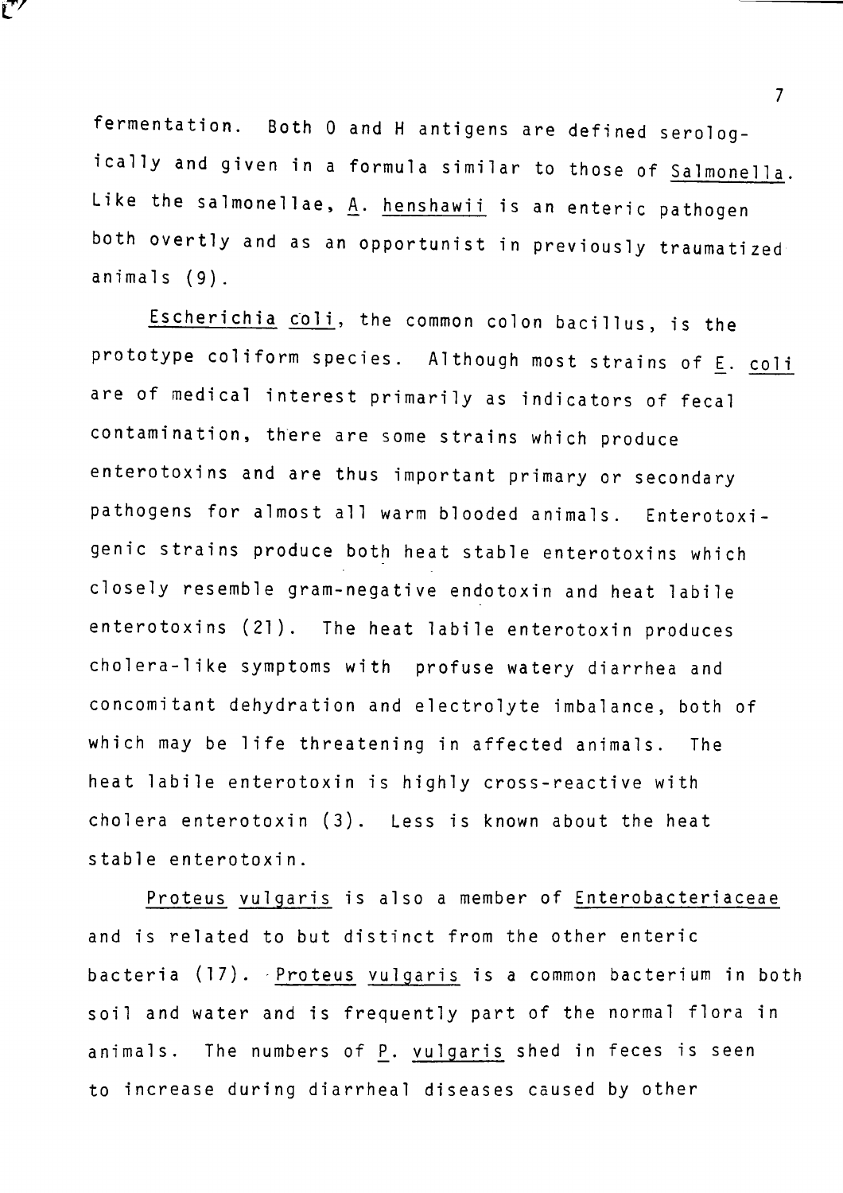fermentation. Both O and H antigens are defined serologically and given in a formula similar to those of *Salmonella*. Like the salmonellae, *A. henshawii* is an enteric pathogen both overtly and as an opportunist in previously traumatized animals (9).

*Escherichia coli*, the common colon bacillus, is the prototype coliform species. Although most strains of *E. coli* are of medical interest primarily as indicators of fecal contamination, there are some strains which produce enterotoxins and are thus important primary or secondary pathogens for almost all warm blooded animals. Enterotoxigenic strains produce both heat stable enterotoxins which closely resemble gram-negative endotoxin and heat labile enterotoxins (21). The heat labile enterotoxin produces cholera-like symptoms with profuse watery diarrhea and concomitant dehydration and electrolyte imbalance, both of which may be life threatening in affected animals. The heat labile enterotoxin is highly cross-reactive with cholera enterotoxin (3). Less is known about the heat stable enterotoxin.

*Proteus vulgaris* is also a member of *Enterobacteriaceae* and is related to but distinct from the other enteric bacteria (17). *Proteus vulgaris* is a common bacterium in both soil and water and is frequently part of the normal flora in animals. The numbers of *P. vulgaris* shed in feces is seen to increase during diarrheal diseases caused by other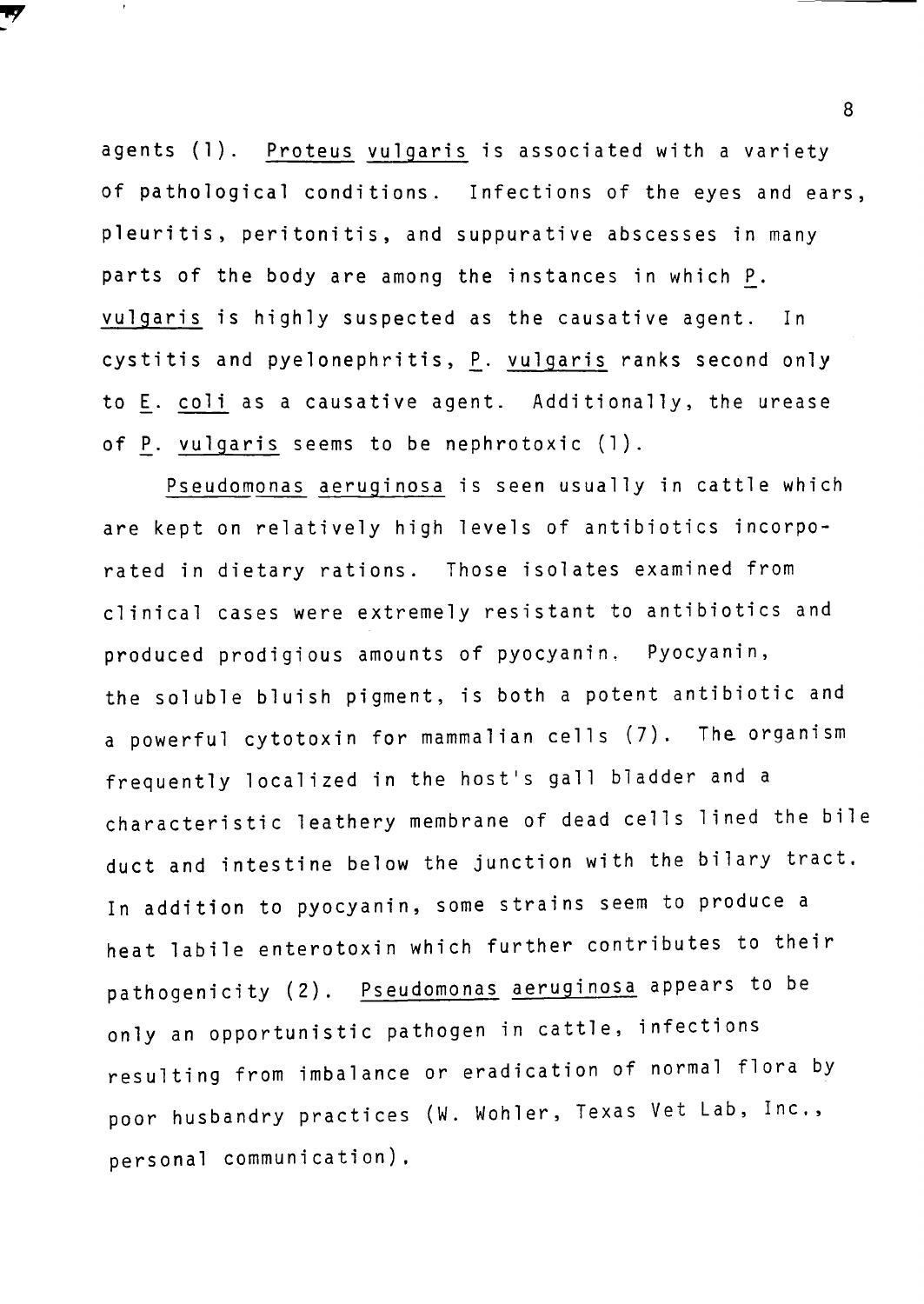agents (1). *Proteus vulgaris* is associated with a variety of pathological conditions. Infections of the eyes and ears, pleuritis, peritonitis, and suppurative abscesses in many parts of the body are among the instances in which *P. vulgaris* is highly suspected as the causative agent. In cystitis and pyelonephritis, *P. vulgaris* ranks second only to *E. coli* as a causative agent. Additionally, the urease of *P. vulgaris* seems to be nephrotoxic (1).

*Pseudomonas aeruginosa* is seen usually in cattle which are kept on relatively high levels of antibiotics incorporated in dietary rations. Those isolates examined from clinical cases were extremely resistant to antibiotics and produced prodigious amounts of pyocyanin. Pyocyanin, the soluble bluish pigment, is both a potent antibiotic and a powerful cytotoxin for mammalian cells (7). The organism frequently localized in the host's gall bladder and a characteristic leathery membrane of dead cells lined the bile duct and intestine below the junction with the bilary tract. In addition to pyocyanin, some strains seem to produce a heat labile enterotoxin which further contributes to their pathogenicity (2). *Pseudomonas aeruginosa* appears to be only an opportunistic pathogen in cattle, infections resulting from imbalance or eradication of normal flora by poor husbandry practices (W. Wohler, Texas Vet Lab, Inc., personal communication).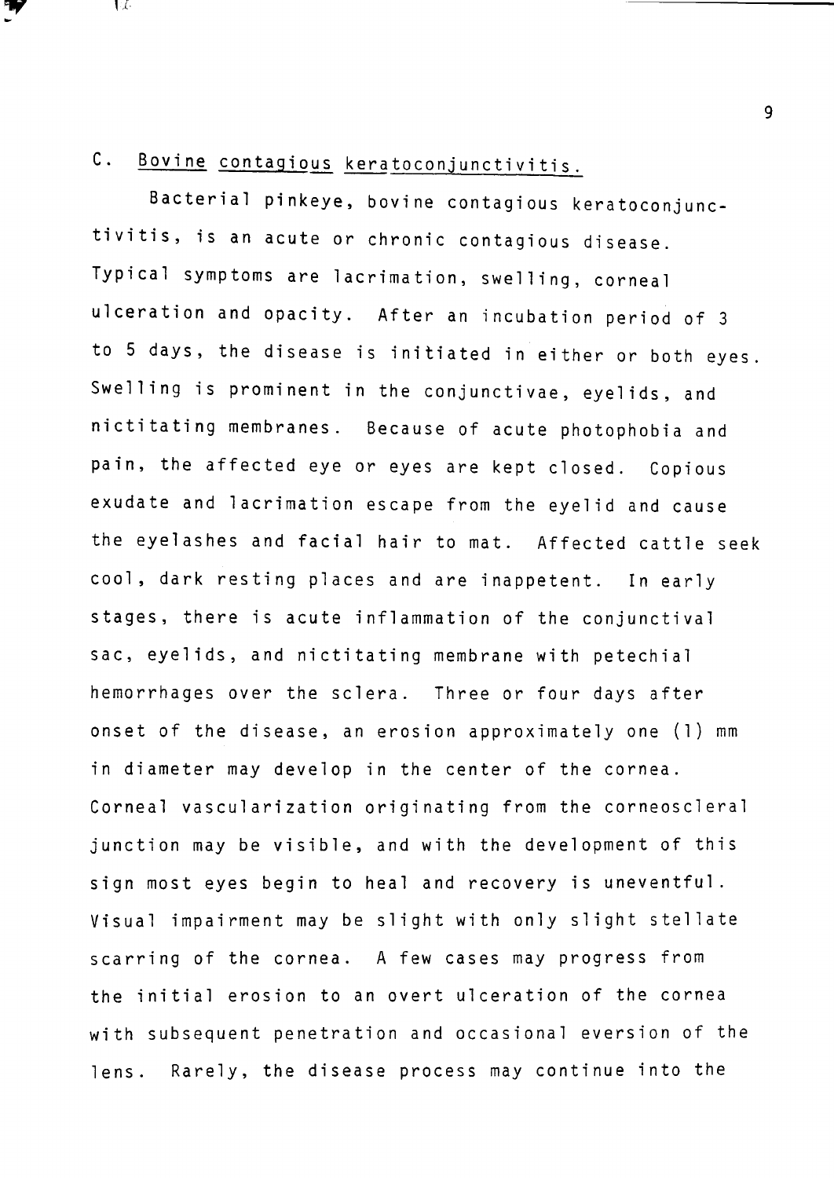### C. Bovine contagious keratoconjunctivitis.

Bacterial pinkeye, bovine contagious keratoconjunctivitis, is an acute or chronic contagious disease. Typical symptoms are lacrimation, swelling, corneal ulceration and opacity. After an incubation period of 3 to 5 days, the disease is initiated in either or both eyes. Swelling is prominent in the conjunctivae, eyelids, and nictitating membranes. Because of acute photophobia and pain, the affected eye or eyes are kept closed. Copious exudate and lacrimation escape from the eyelid and cause the eyelashes and facial hair to mat. Affected cattle seek cool, dark resting places and are inappetent. In early stages, there is acute inflammation of the conjunctival sac, eyelids, and nictitating membrane with petechial hemorrhages over the sclera. Three or four days after onset of the disease, an erosion approximately one (1) mm in diameter may develop in the center of the cornea. Corneal vascularization originating from the corneoscleral junction may be visible, and with the development of this sign most eyes begin to heal and recovery is uneventful. Visual impairment may be slight with only slight stellate scarring of the cornea. A few cases may progress from the initial erosion to an overt ulceration of the cornea with subsequent penetration and occasional eversion of the lens. Rarely, the disease process may continue into the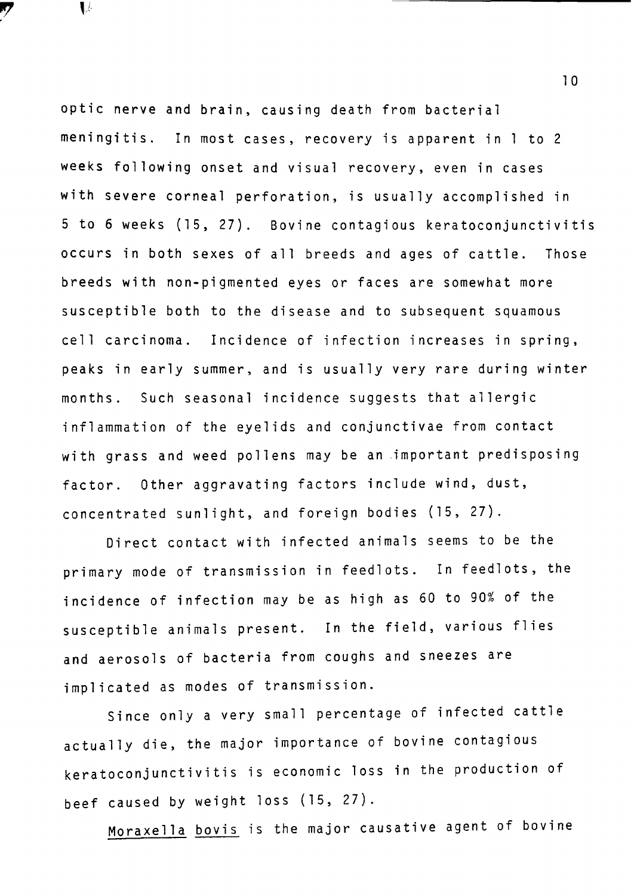optic nerve and brain, causing death from bacterial meningitis. In most cases, recovery is apparent in 1 to 2 weeks following onset and visual recovery, even in cases with severe corneal perforation, is usually accomplished in 5 to 6 weeks (15, 27). Bovine contagious keratoconjunctivitis occurs in both sexes of all breeds and ages of cattle. Those breeds with non-pigmented eyes or faces are somewhat more susceptible both to the disease and to subsequent squamous cell carcinoma. Incidence of infection increases in spring, peaks in early summer, and is usually very rare during winter months. Such seasonal incidence suggests that allergic inflammation of the eyelids and conjunctivae from contact with grass and weed pollens may be an important predisposing factor. Other aggravating factors include wind, dust, concentrated sunlight, and foreign bodies (15, 27).

Direct contact with infected animals seems to be the primary mode of transmission in feedlots. In feedlots, the incidence of infection may be as high as 60 to 90% of the susceptible animals present. In the field, various flies and aerosols of bacteria from coughs and sneezes are implicated as modes of transmission.

Since only a very small percentage of infected cattle actually die, the major importance of bovine contagious keratoconjunctivitis is economic loss in the production of beef caused by weight loss (15, 27).

*Moraxella bovis* is the major causative agent of bovine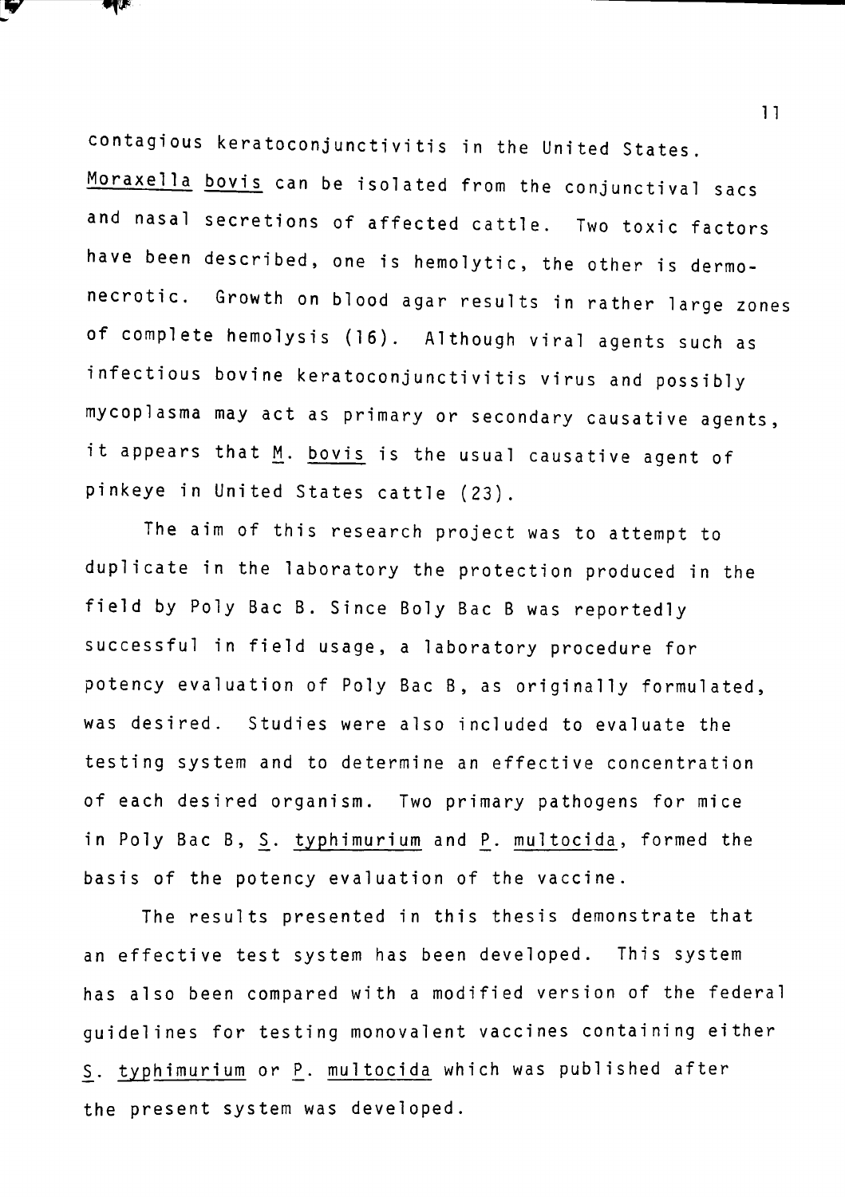contagious keratoconjunctivitis in the United States. *Moraxella bovis* can be isolated from the conjunctival sacs and nasal secretions of affected cattle. Two toxic factors have been described, one is hemolytic, the other is dermonecrotic. Growth on blood agar results in rather large zones of complete hemolysis (16). Although viral agents such as infectious bovine keratoconjunctivitis virus and possibly mycoplasma may act as primary or secondary causative agents, it appears that *M. bovis* is the usual causative agent of pinkeye in United States cattle (23).

The aim of this research project was to attempt to duplicate in the laboratory the protection produced in the field by Poly Bac B. Since Boly Bac B was reportedly successful in field usage, a laboratory procedure for potency evaluation of Poly Bac B, as originally formulated, was desired. Studies were also included to evaluate the testing system and to determine an effective concentration of each desired organism. Two primary pathogens for mice in Poly Bac B, *S. typhimurium* and *P. multocida*, formed the basis of the potency evaluation of the vaccine.

The results presented in this thesis demonstrate that an effective test system has been developed. This system has also been compared with a modified version of the federal guidelines for testing monovalent vaccines containing either *S. typhimurium* or *P. multocida* which was published after the present system was developed.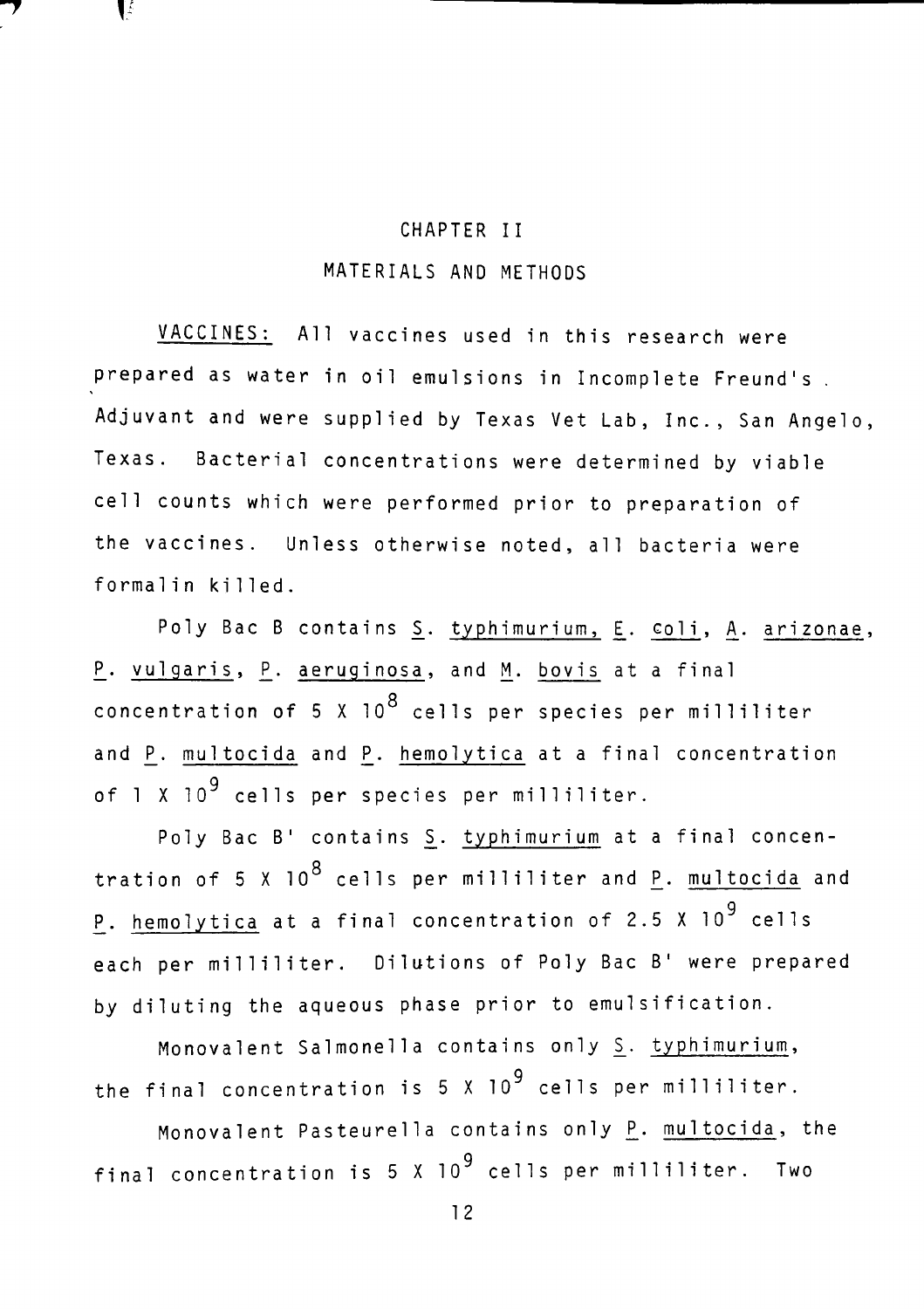# CHAPTER II

## MATERIALS AND METHODS

VACCINES: All vaccines used in this research were prepared as water in oil emulsions in Incomplete Freund's Adjuvant and were supplied by Texas Vet Lab, Inc., San Angelo, Texas. Bacterial concentrations were determined by viable cell counts which were performed prior to preparation of the vaccines. Unless otherwise noted, all bacteria were formalin killed.

Poly Bac B contains S. typhimurium, E. coli, A. arizonae, P. vulgaris, P. aeruginosa, and M. bovis at a final concentration of $5 \times 10^8$ cells per species per milliliter and P. multocida and P. hemolytica at a final concentration of $1 \times 10^9$ cells per species per milliliter.

Poly Bac B' contains S. typhimurium at a final concentration of $5 \times 10^8$ cells per milliliter and P. multocida and P. hemolytica at a final concentration of $2.5 \times 10^9$ cells each per milliliter. Dilutions of Poly Bac B' were prepared by diluting the aqueous phase prior to emulsification.

Monovalent Salmonella contains only S. typhimurium, the final concentration is $5 \times 10^9$ cells per milliliter.

Monovalent Pasteurella contains only P. multocida, the final concentration is $5 \times 10^9$ cells per milliliter. Two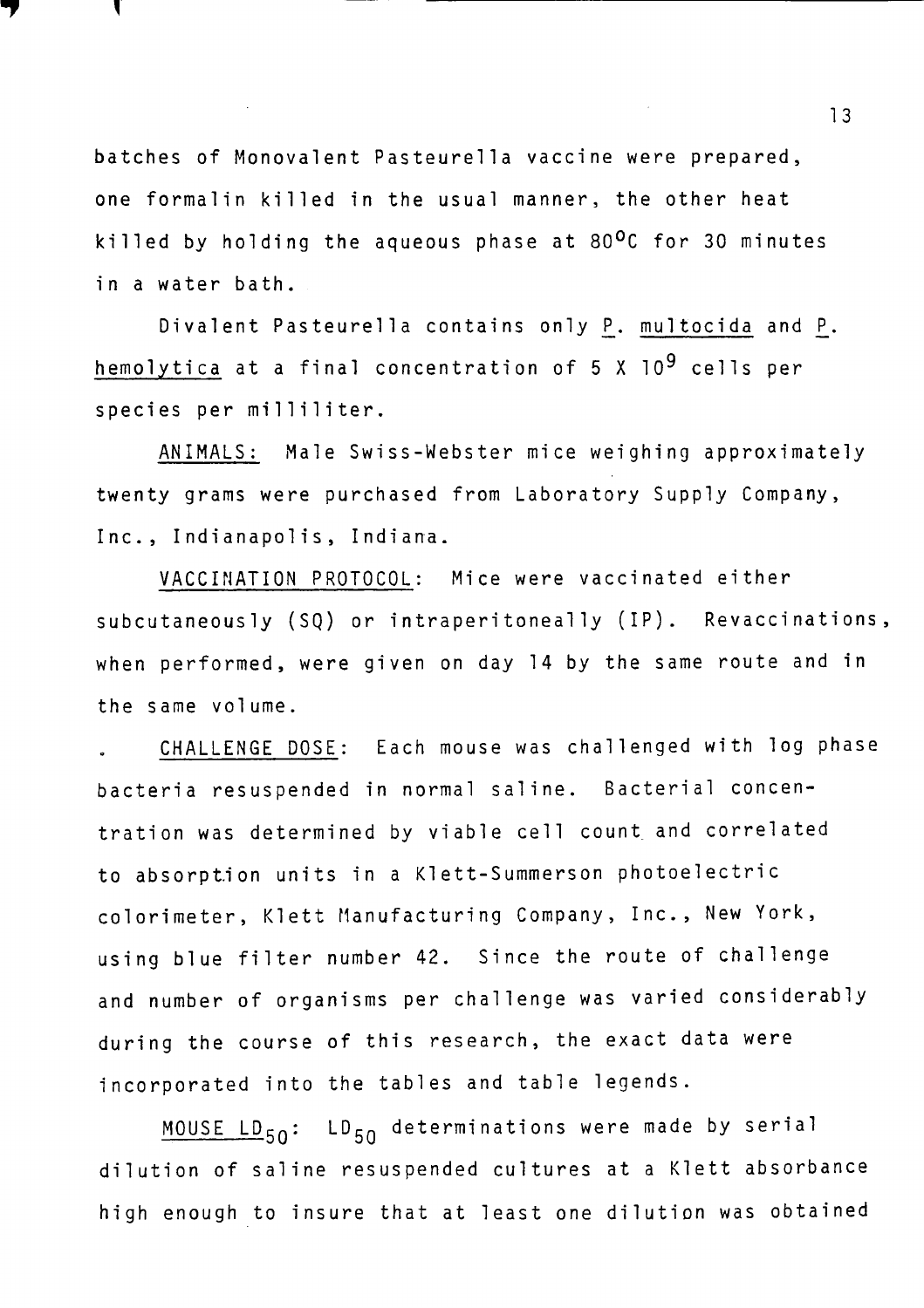batches of Monovalent Pasteurella vaccine were prepared, one formalin killed in the usual manner, the other heat killed by holding the aqueous phase at 80°C for 30 minutes in a water bath.

Divalent Pasteurella contains only *P. multocida* and *P. hemolytica* at a final concentration of 5 X $10^9$ cells per species per milliliter.

ANIMALS: Male Swiss-Webster mice weighing approximately twenty grams were purchased from Laboratory Supply Company, Inc., Indianapolis, Indiana.

VACCINATION PROTOCOL: Mice were vaccinated either subcutaneously (SQ) or intraperitoneally (IP). Revaccinations, when performed, were given on day 14 by the same route and in the same volume.

CHALLENGE DOSE: Each mouse was challenged with log phase bacteria resuspended in normal saline. Bacterial concentration was determined by viable cell count and correlated to absorption units in a Klett-Summerson photoelectric colorimeter, Klett Manufacturing Company, Inc., New York, using blue filter number 42. Since the route of challenge and number of organisms per challenge was varied considerably during the course of this research, the exact data were incorporated into the tables and table legends.

MOUSE $LD_{50}$: $LD_{50}$ determinations were made by serial dilution of saline resuspended cultures at a Klett absorbance high enough to insure that at least one dilution was obtained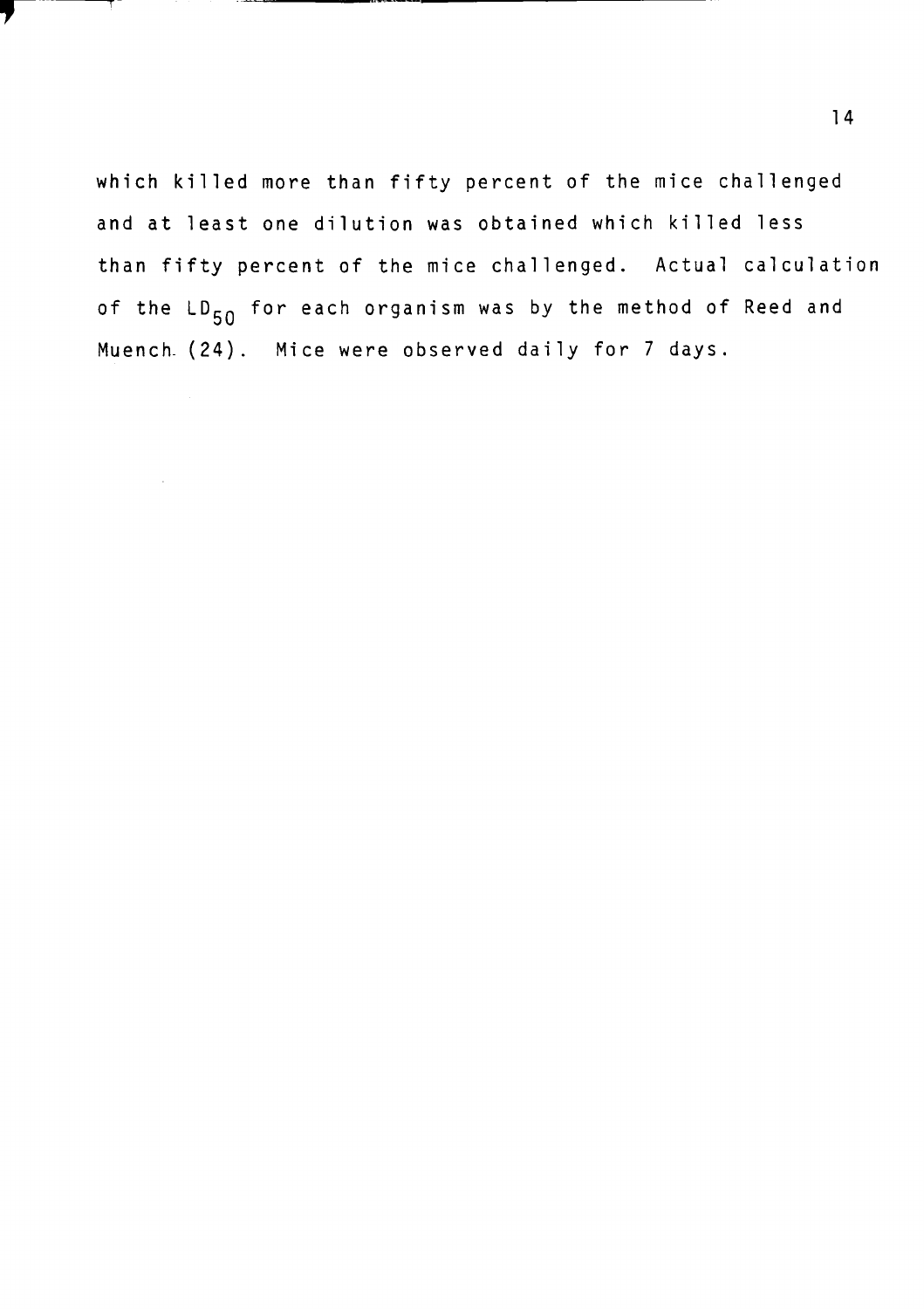which killed more than fifty percent of the mice challenged and at least one dilution was obtained which killed less than fifty percent of the mice challenged. Actual calculation of the $LD_{50}$ for each organism was by the method of Reed and Muench (24). Mice were observed daily for 7 days.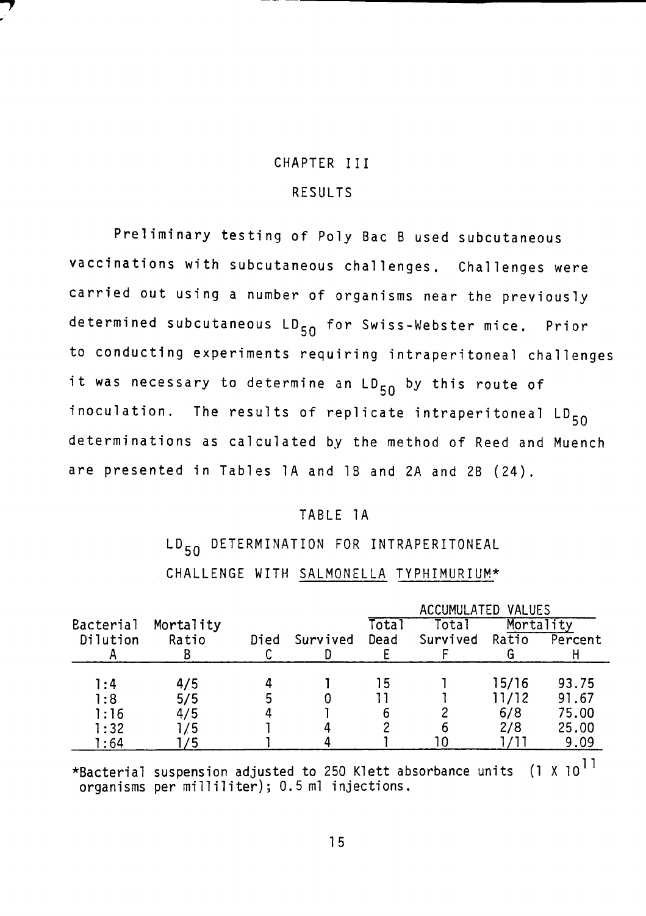# CHAPTER III

## RESULTS

Preliminary testing of Poly Bac B used subcutaneous vaccinations with subcutaneous challenges. Challenges were carried out using a number of organisms near the previously determined subcutaneous $LD_{50}$ for Swiss-Webster mice. Prior to conducting experiments requiring intraperitoneal challenges it was necessary to determine an $LD_{50}$ by this route of inoculation. The results of replicate intraperitoneal $LD_{50}$ determinations as calculated by the method of Reed and Muench are presented in Tables 1A and 1B and 2A and 2B (24).

TABLE 1A

$LD_{50}$ DETERMINATION FOR INTRAPERITONEAL CHALLENGE WITH *SALMONELLA TYPHIMURIUM**

| | | | | ACCUMULATED VALUES | | | |
|---|---|---|---|---|---|---|---|
| | | | | Total | Total | Mortality | |
| Bacterial Dilution A | Mortality Ratio B | Died C | Survived D | Dead E | Survived F | Ratio G | Percent H |
| 1:4 | 4/5 | 4 | 1 | 15 | 1 | 15/16 | 93.75 |
| 1:8 | 5/5 | 5 | 0 | 11 | 1 | 11/12 | 91.67 |
| 1:16 | 4/5 | 4 | 1 | 6 | 2 | 6/8 | 75.00 |
| 1:32 | 1/5 | 1 | 4 | 2 | 6 | 2/8 | 25.00 |
| 1:64 | 1/5 | 1 | 4 | 1 | 10 | 1/11 | 9.09 |

*Bacterial suspension adjusted to 250 Klett absorbance units ($1 \times 10^{11}$ organisms per milliliter); 0.5 ml injections.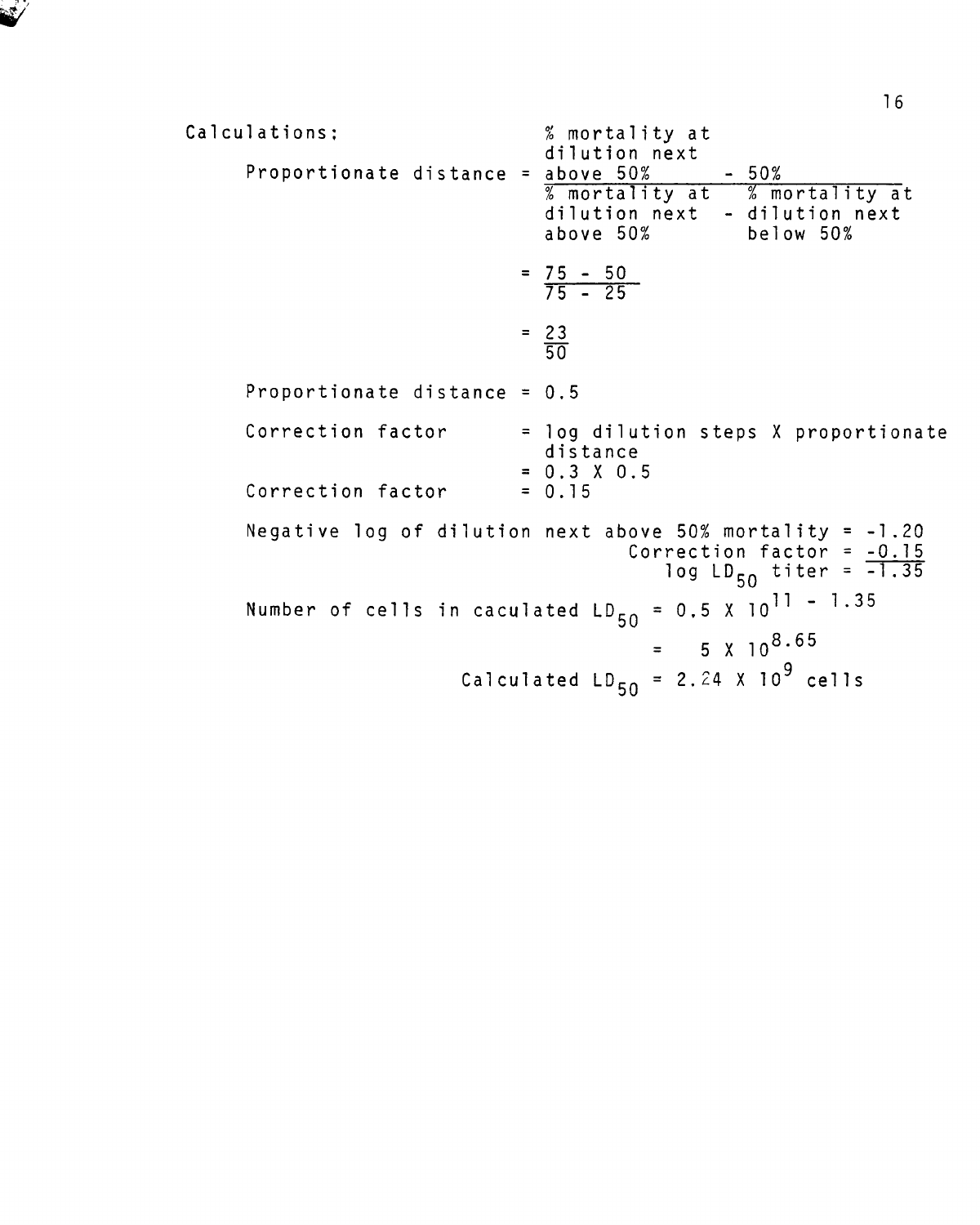Calculations;

$$\text{Proportionate distance} = \frac{\text{\% mortality at dilution next above 50\%} - 50\%}{\text{\% mortality at dilution next above 50\%} - \text{\% mortality at dilution next below 50\%}}$$

$$= \frac{75 - 50}{75 - 25}$$

$$= \frac{23}{50}$$

Proportionate distance = 0.5

Correction factor = log dilution steps X proportionate distance
= 0.3 X 0.5

Correction factor = 0.15

Negative log of dilution next above 50% mortality = -1.20
Correction factor = -0.15
log $LD_{50}$ titer = -1.35

Number of cells in caculated $LD_{50}$ = $0.5 \times 10^{11 - 1.35}$

= $5 \times 10^{8.65}$

Calculated $LD_{50}$ = $2.24 \times 10^{9}$ cells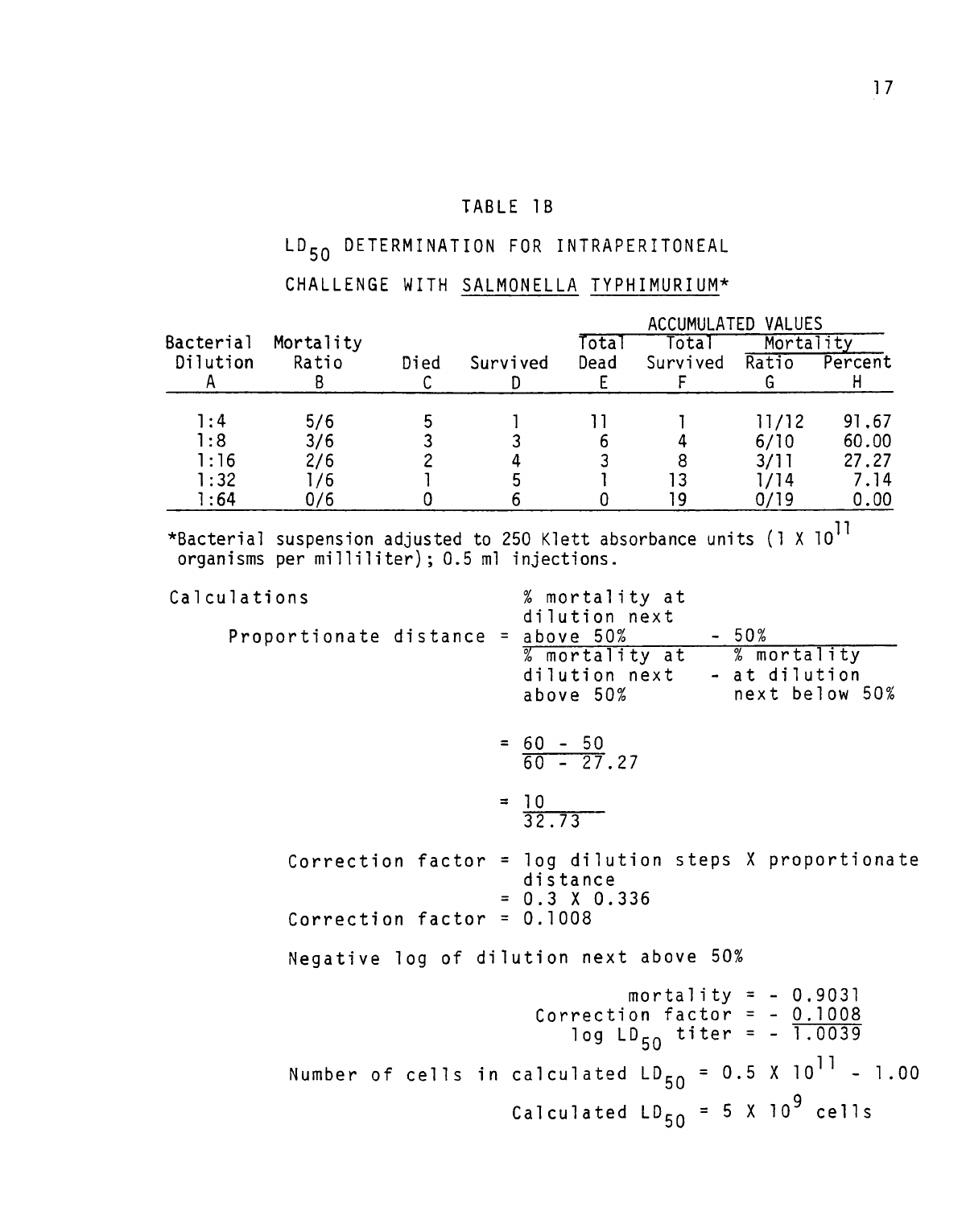## TABLE 1B

### $LD_{50}$ DETERMINATION FOR INTRAPERITONEAL CHALLENGE WITH SALMONELLA TYPHIMURIUM*

| Bacterial Dilution | Mortality Ratio | Died | Survived | ACCUMULATED VALUES | | | |
|---|---|---|---|---|---|---|---|
| | | | | Total Dead | Total Survived | Mortality | |
| | | | | | | Ratio | Percent |
| A | B | C | D | E | F | G | H |
| 1:4 | 5/6 | 5 | 1 | 11 | 1 | 11/12 | 91.67 |
| 1:8 | 3/6 | 3 | 3 | 6 | 4 | 6/10 | 60.00 |
| 1:16 | 2/6 | 2 | 4 | 3 | 8 | 3/11 | 27.27 |
| 1:32 | 1/6 | 1 | 5 | 1 | 13 | 1/14 | 7.14 |
| 1:64 | 0/6 | 0 | 6 | 0 | 19 | 0/19 | 0.00 |

*Bacterial suspension adjusted to 250 Klett absorbance units ($1 \times 10^{11}$ organisms per milliliter); 0.5 ml injections.

Calculations

$$\text{Proportionate distance} = \frac{\text{\% mortality at dilution next above 50\%} - 50\%}{\text{\% mortality at dilution next above 50\%} - \text{\% mortality at dilution next below 50\%}}$$

$$= \frac{60 - 50}{60 - 27.27}$$

$$= \frac{10}{32.73}$$

Correction factor = log dilution steps X proportionate distance

$= 0.3 \times 0.336$

Correction factor = 0.1008

Negative log of dilution next above 50%

$$\begin{aligned} \text{mortality} &= -\ 0.9031 \\ \text{Correction factor} &= -\ 0.1008 \\ \log LD_{50}\ \text{titer} &= -\ 1.0039 \end{aligned}$$

Number of cells in calculated $LD_{50} = 0.5 \times 10^{11} - 1.00$

Calculated $LD_{50} = 5 \times 10^{9}$ cells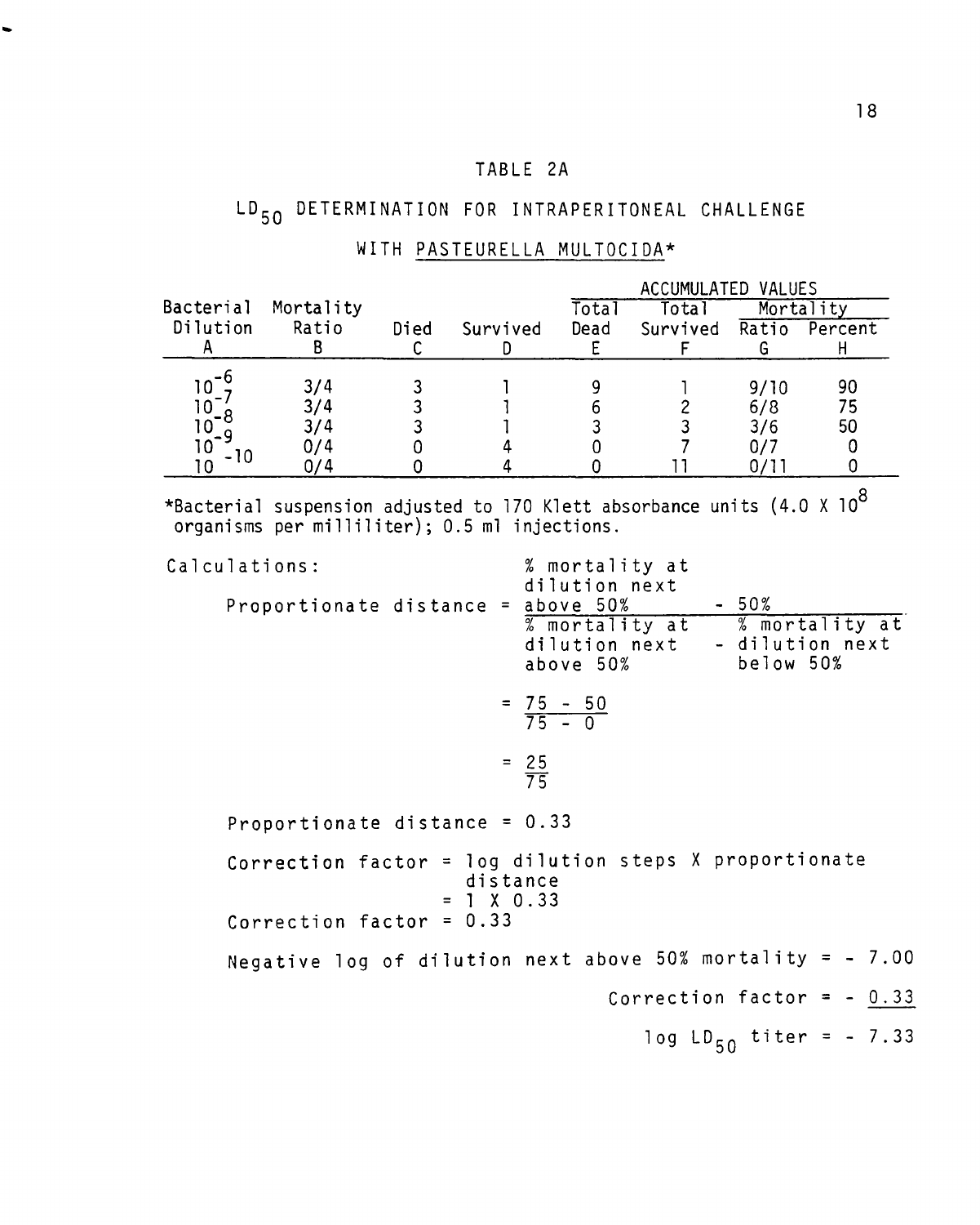## TABLE 2A

## $LD_{50}$ DETERMINATION FOR INTRAPERITONEAL CHALLENGE WITH PASTEURELLA MULTOCIDA*

| Bacterial Dilution | Mortality Ratio | Died | Survived | ACCUMULATED VALUES | | | |
|---|---|---|---|---|---|---|---|
| | | | | Total Dead | Total Survived | Mortality Ratio | Mortality Percent |
| A | B | C | D | E | F | G | H |
| $10^{-6}$ | 3/4 | 3 | 1 | 9 | 1 | 9/10 | 90 |
| $10^{-7}$ | 3/4 | 3 | 1 | 6 | 2 | 6/8 | 75 |
| $10^{-8}$ | 3/4 | 3 | 1 | 3 | 3 | 3/6 | 50 |
| $10^{-9}$ | 0/4 | 0 | 4 | 0 | 7 | 0/7 | 0 |
| $10^{-10}$ | 0/4 | 0 | 4 | 0 | 11 | 0/11 | 0 |

*Bacterial suspension adjusted to 170 Klett absorbance units ($4.0 \times 10^{8}$ organisms per milliliter); 0.5 ml injections.

Calculations:

$$\text{Proportionate distance} = \frac{\text{\% mortality at dilution next above 50\%} - 50\%}{\text{\% mortality at dilution next above 50\%} - \text{\% mortality at dilution next below 50\%}}$$

$$= \frac{75 - 50}{75 - 0}$$

$$= \frac{25}{75}$$

Proportionate distance = 0.33

Correction factor = log dilution steps X proportionate distance
= 1 X 0.33

Correction factor = 0.33

Negative log of dilution next above 50% mortality = - 7.00

Correction factor = - 0.33

log $LD_{50}$ titer = - 7.33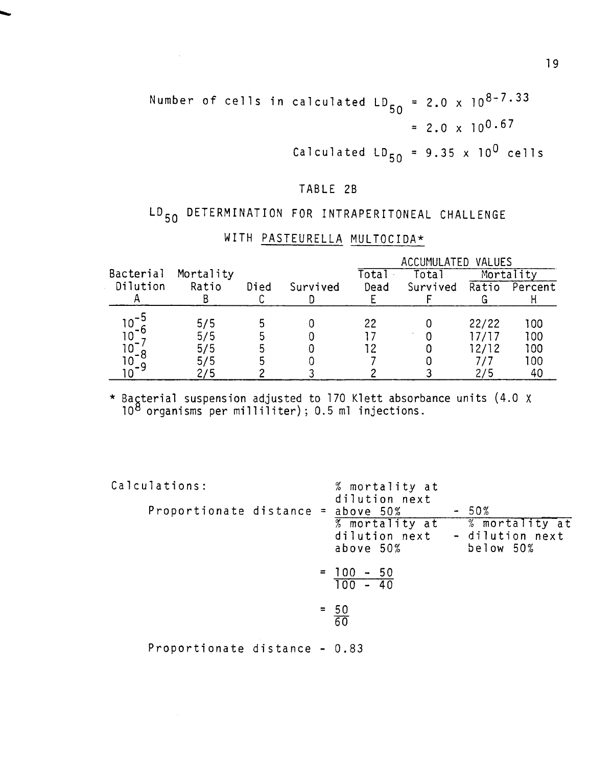Number of cells in calculated $LD_{50} = 2.0 \times 10^{8-7.33}$

$= 2.0 \times 10^{0.67}$

Calculated $LD_{50} = 9.35 \times 10^{0}$ cells

TABLE 2B

$LD_{50}$ DETERMINATION FOR INTRAPERITONEAL CHALLENGE WITH PASTEURELLA MULTOCIDA*

| Bacterial Dilution A | Mortality Ratio B | Died C | Survived D | ACCUMULATED VALUES Total Dead E | Total Survived F | Mortality Ratio G | Percent H |
|---|---|---|---|---|---|---|---|
| $10^{-5}$ | 5/5 | 5 | 0 | 22 | 0 | 22/22 | 100 |
| $10^{-6}$ | 5/5 | 5 | 0 | 17 | 0 | 17/17 | 100 |
| $10^{-7}$ | 5/5 | 5 | 0 | 12 | 0 | 12/12 | 100 |
| $10^{-8}$ | 5/5 | 5 | 0 | 7 | 0 | 7/7 | 100 |
| $10^{-9}$ | 2/5 | 2 | 3 | 2 | 3 | 2/5 | 40 |

* Bacterial suspension adjusted to 170 Klett absorbance units ($4.0 \times 10^{8}$ organisms per milliliter); 0.5 ml injections.

Calculations:

$$\text{Proportionate distance} = \frac{\text{\% mortality at dilution next above 50\%} - 50\%}{\text{\% mortality at dilution next above 50\%} - \text{\% mortality at dilution next below 50\%}}$$

$$= \frac{100 - 50}{100 - 40}$$

$$= \frac{50}{60}$$

Proportionate distance - 0.83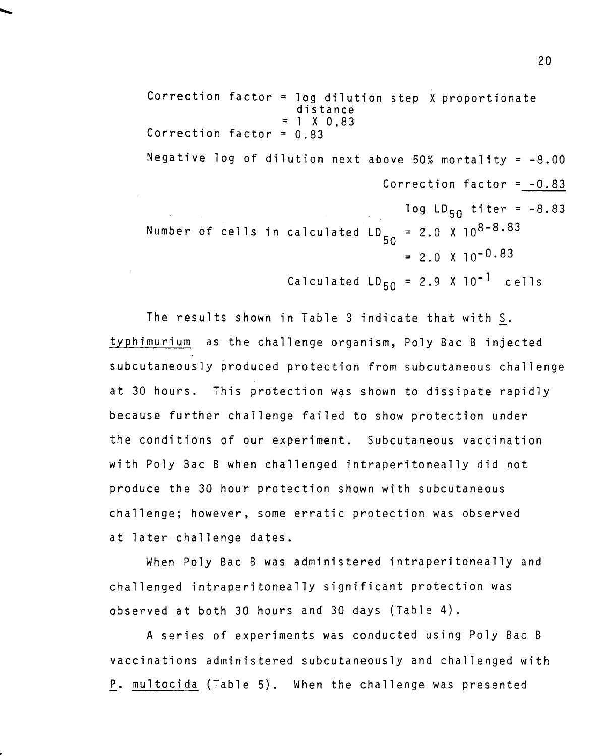Correction factor = log dilution step X proportionate distance

= 1 X 0.83

Correction factor = 0.83

Negative log of dilution next above 50% mortality = -8.00

Correction factor = -0.83

$\log LD_{50}$ titer = -8.83

Number of cells in calculated $LD_{50} = 2.0 \times 10^{8-8.83}$

$= 2.0 \times 10^{-0.83}$

Calculated $LD_{50} = 2.9 \times 10^{-1}$ cells

The results shown in Table 3 indicate that with *S. typhimurium* as the challenge organism, Poly Bac B injected subcutaneously produced protection from subcutaneous challenge at 30 hours. This protection was shown to dissipate rapidly because further challenge failed to show protection under the conditions of our experiment. Subcutaneous vaccination with Poly Bac B when challenged intraperitoneally did not produce the 30 hour protection shown with subcutaneous challenge; however, some erratic protection was observed at later challenge dates.

When Poly Bac B was administered intraperitoneally and challenged intraperitoneally significant protection was observed at both 30 hours and 30 days (Table 4).

A series of experiments was conducted using Poly Bac B vaccinations administered subcutaneously and challenged with *P. multocida* (Table 5). When the challenge was presented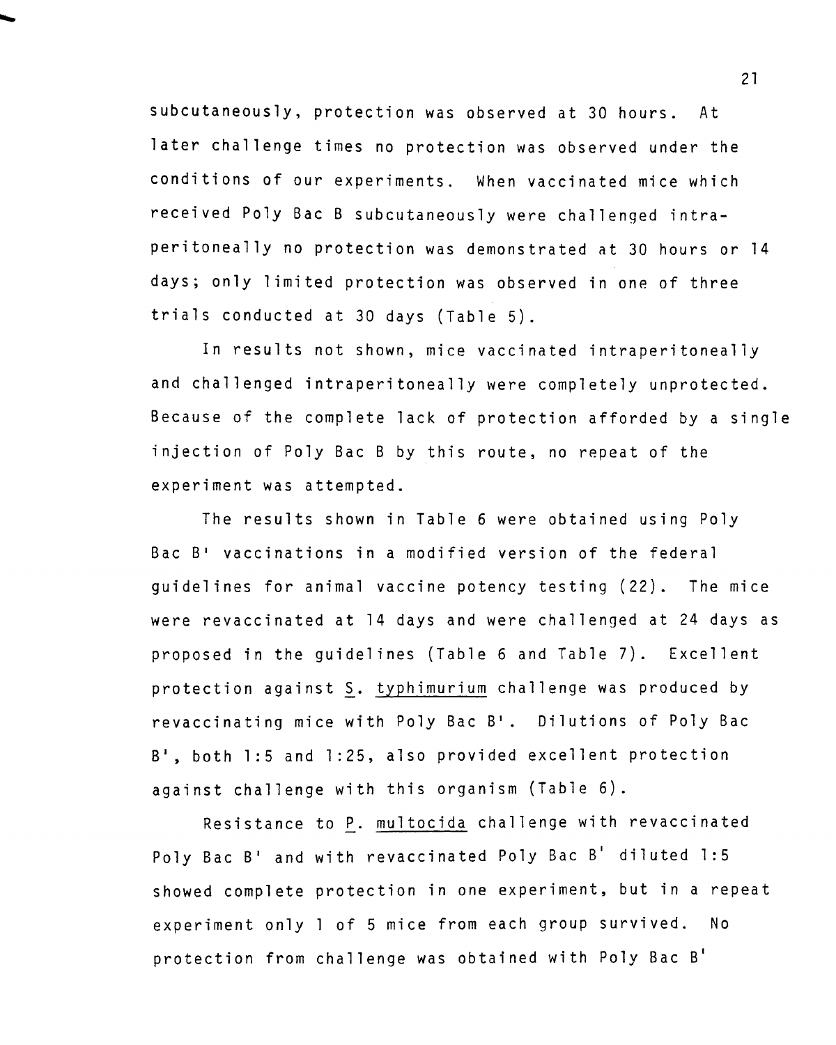subcutaneously, protection was observed at 30 hours. At later challenge times no protection was observed under the conditions of our experiments. When vaccinated mice which received Poly Bac B subcutaneously were challenged intraperitoneally no protection was demonstrated at 30 hours or 14 days; only limited protection was observed in one of three trials conducted at 30 days (Table 5).

In results not shown, mice vaccinated intraperitoneally and challenged intraperitoneally were completely unprotected. Because of the complete lack of protection afforded by a single injection of Poly Bac B by this route, no repeat of the experiment was attempted.

The results shown in Table 6 were obtained using Poly Bac B' vaccinations in a modified version of the federal guidelines for animal vaccine potency testing (22). The mice were revaccinated at 14 days and were challenged at 24 days as proposed in the guidelines (Table 6 and Table 7). Excellent protection against _S. typhimurium_ challenge was produced by revaccinating mice with Poly Bac B'. Dilutions of Poly Bac B', both 1:5 and 1:25, also provided excellent protection against challenge with this organism (Table 6).

Resistance to _P. multocida_ challenge with revaccinated Poly Bac B' and with revaccinated Poly Bac B' diluted 1:5 showed complete protection in one experiment, but in a repeat experiment only 1 of 5 mice from each group survived. No protection from challenge was obtained with Poly Bac B'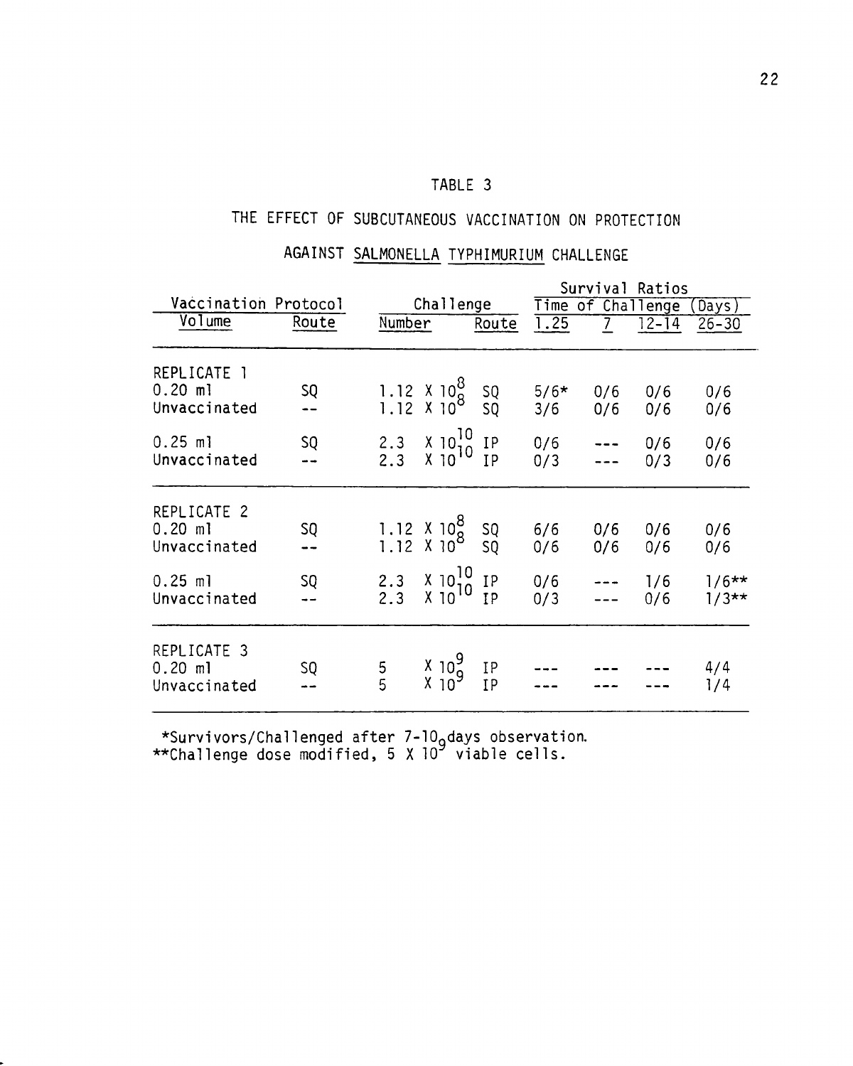TABLE 3

THE EFFECT OF SUBCUTANEOUS VACCINATION ON PROTECTION

AGAINST SALMONELLA TYPHIMURIUM CHALLENGE

| Vaccination Protocol | | Challenge | | Survival Ratios | | | |
|---|---|---|---|---|---|---|---|
| | | | | Time of Challenge (Days) | | | |
| Volume | Route | Number | Route | 1.25 | 7 | 12-14 | 26-30 |
| REPLICATE 1 | | | | | | | |
| 0.20 ml | SQ | $1.12 \times 10^{8}$ | SQ | 5/6* | 0/6 | 0/6 | 0/6 |
| Unvaccinated | -- | $1.12 \times 10^{8}$ | SQ | 3/6 | 0/6 | 0/6 | 0/6 |
| 0.25 ml | SQ | $2.3 \times 10^{10}$ | IP | 0/6 | --- | 0/6 | 0/6 |
| Unvaccinated | -- | $2.3 \times 10^{10}$ | IP | 0/3 | --- | 0/3 | 0/6 |
| REPLICATE 2 | | | | | | | |
| 0.20 ml | SQ | $1.12 \times 10^{8}$ | SQ | 6/6 | 0/6 | 0/6 | 0/6 |
| Unvaccinated | -- | $1.12 \times 10^{8}$ | SQ | 0/6 | 0/6 | 0/6 | 0/6 |
| 0.25 ml | SQ | $2.3 \times 10^{10}$ | IP | 0/6 | --- | 1/6 | 1/6** |
| Unvaccinated | -- | $2.3 \times 10^{10}$ | IP | 0/3 | --- | 0/6 | 1/3** |
| REPLICATE 3 | | | | | | | |
| 0.20 ml | SQ | $5 \times 10^{9}$ | IP | --- | --- | --- | 4/4 |
| Unvaccinated | -- | $5 \times 10^{9}$ | IP | --- | --- | --- | 1/4 |

*Survivors/Challenged after 7-10 days observation.
**Challenge dose modified, $5 \times 10^{9}$ viable cells.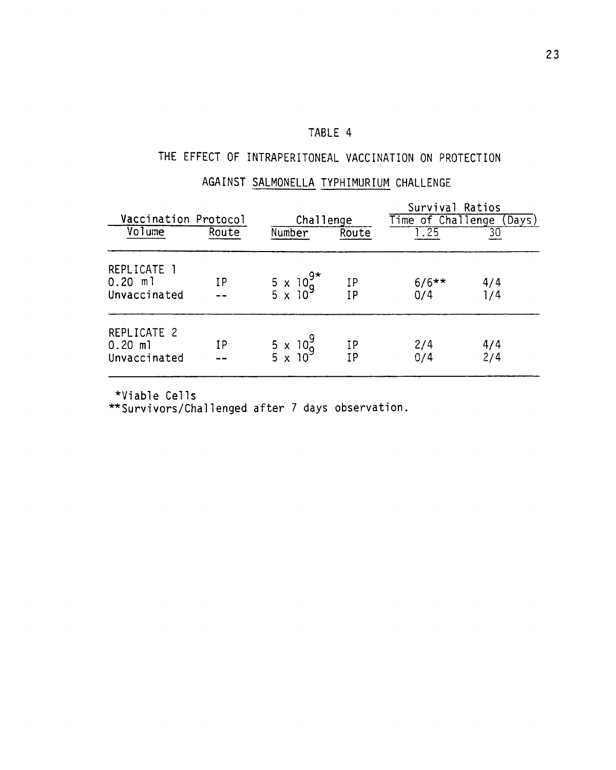TABLE 4

THE EFFECT OF INTRAPERITONEAL VACCINATION ON PROTECTION AGAINST SALMONELLA TYPHIMURIUM CHALLENGE

| Vaccination Protocol | | Challenge | | Survival Ratios Time of Challenge (Days) | |
|---|---|---|---|---|---|
| Volume | Route | Number | Route | 1.25 | 30 |
| REPLICATE 1 | | | | | |
| 0.20 ml | IP | $5 \times 10^{9}$* | IP | 6/6** | 4/4 |
| Unvaccinated | -- | $5 \times 10^{9}$ | IP | 0/4 | 1/4 |
| REPLICATE 2 | | | | | |
| 0.20 ml | IP | $5 \times 10^{9}$ | IP | 2/4 | 4/4 |
| Unvaccinated | -- | $5 \times 10^{9}$ | IP | 0/4 | 2/4 |

*Viable Cells
**Survivors/Challenged after 7 days observation.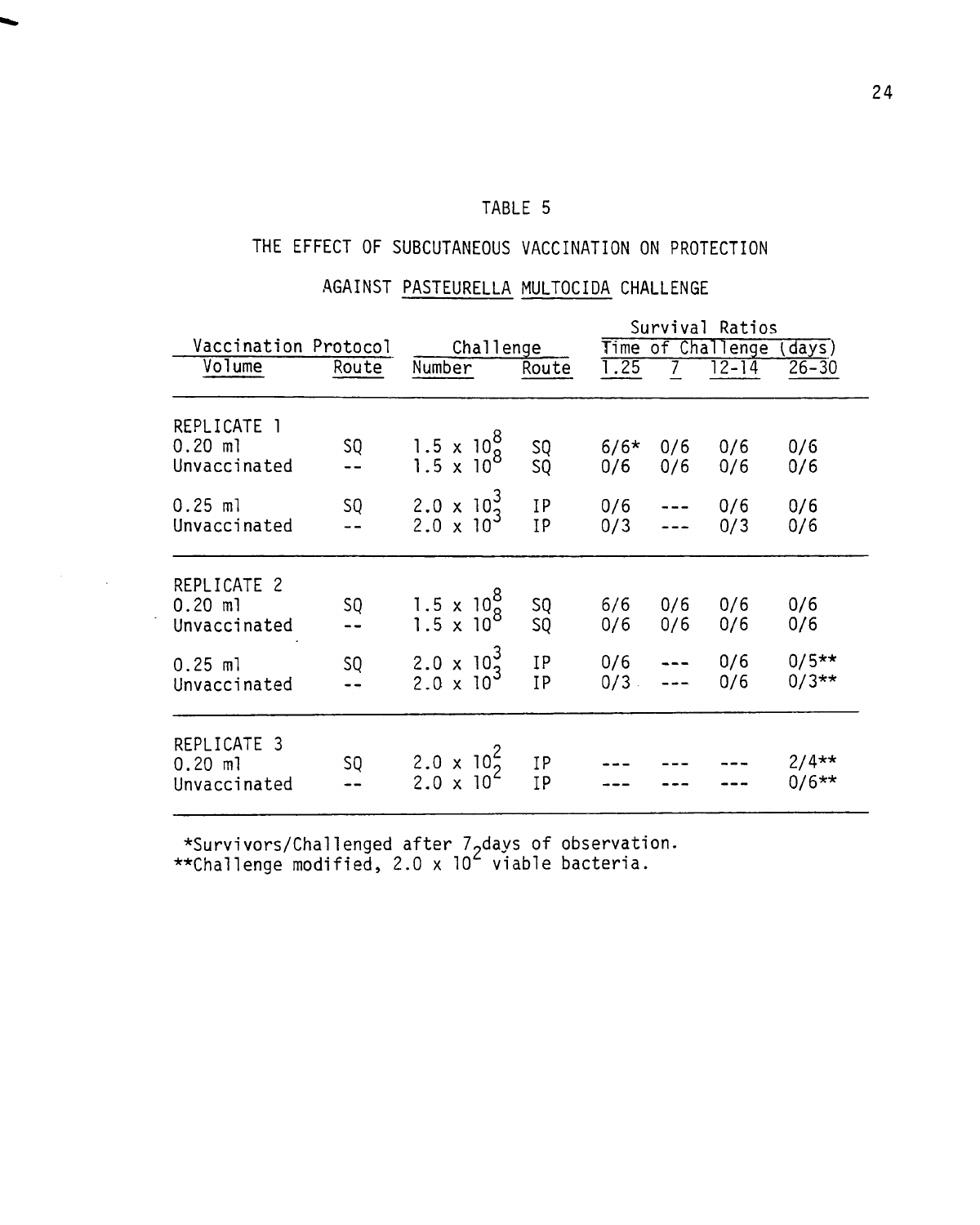# TABLE 5

## THE EFFECT OF SUBCUTANEOUS VACCINATION ON PROTECTION AGAINST PASTEURELLA MULTOCIDA CHALLENGE

| Vaccination Protocol | | Challenge | | Survival Ratios | | | |
|---|---|---|---|---|---|---|---|
| | | | | Time of Challenge (days) | | | |
| Volume | Route | Number | Route | 1.25 | 7 | 12-14 | 26-30 |
| REPLICATE 1 | | | | | | | |
| 0.20 ml | SQ | $1.5 \times 10^8$ | SQ | 6/6* | 0/6 | 0/6 | 0/6 |
| Unvaccinated | -- | $1.5 \times 10^8$ | SQ | 0/6 | 0/6 | 0/6 | 0/6 |
| 0.25 ml | SQ | $2.0 \times 10^3$ | IP | 0/6 | --- | 0/6 | 0/6 |
| Unvaccinated | -- | $2.0 \times 10^3$ | IP | 0/3 | --- | 0/3 | 0/6 |
| REPLICATE 2 | | | | | | | |
| 0.20 ml | SQ | $1.5 \times 10^8$ | SQ | 6/6 | 0/6 | 0/6 | 0/6 |
| Unvaccinated | -- | $1.5 \times 10^8$ | SQ | 0/6 | 0/6 | 0/6 | 0/6 |
| 0.25 ml | SQ | $2.0 \times 10^3$ | IP | 0/6 | --- | 0/6 | 0/5** |
| Unvaccinated | -- | $2.0 \times 10^3$ | IP | 0/3 | --- | 0/6 | 0/3** |
| REPLICATE 3 | | | | | | | |
| 0.20 ml | SQ | $2.0 \times 10^2$ | IP | --- | --- | --- | 2/4** |
| Unvaccinated | -- | $2.0 \times 10^2$ | IP | --- | --- | --- | 0/6** |

*Survivors/Challenged after 7 days of observation.
**Challenge modified, $2.0 \times 10^2$ viable bacteria.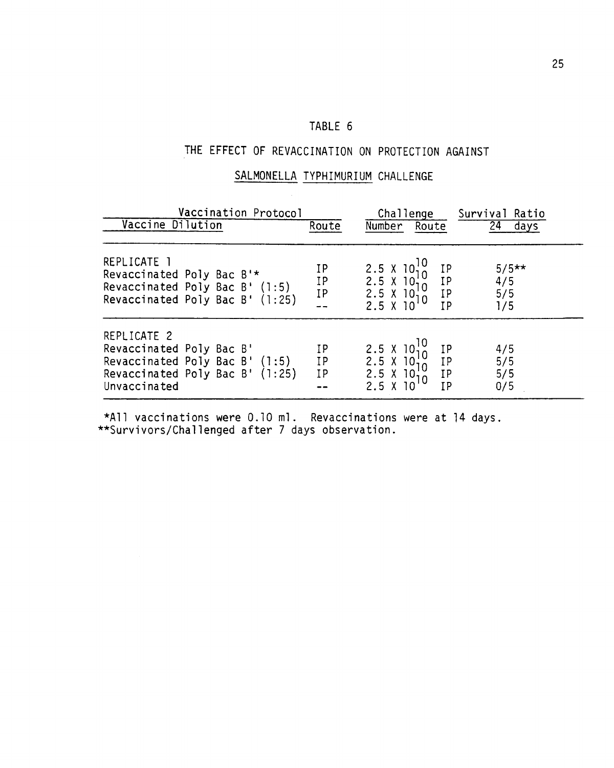# TABLE 6

## THE EFFECT OF REVACCINATION ON PROTECTION AGAINST

## SALMONELLA TYPHIMURIUM CHALLENGE

| Vaccination Protocol | | Challenge | | Survival Ratio |
|---|---|---|---|---|
| Vaccine Dilution | Route | Number | Route | 24 days |
| REPLICATE 1 | | | | |
| Revaccinated Poly Bac B'* | IP | $2.5 \times 10^{10}$ | IP | 5/5** |
| Revaccinated Poly Bac B' (1:5) | IP | $2.5 \times 10^{10}$ | IP | 4/5 |
| Revaccinated Poly Bac B' (1:25) | IP | $2.5 \times 10^{10}$ | IP | 5/5 |
| | -- | $2.5 \times 10^{10}$ | IP | 1/5 |
| REPLICATE 2 | | | | |
| Revaccinated Poly Bac B' | IP | $2.5 \times 10^{10}$ | IP | 4/5 |
| Revaccinated Poly Bac B' (1:5) | IP | $2.5 \times 10^{10}$ | IP | 5/5 |
| Revaccinated Poly Bac B' (1:25) | IP | $2.5 \times 10^{10}$ | IP | 5/5 |
| Unvaccinated | -- | $2.5 \times 10^{10}$ | IP | 0/5 |

*All vaccinations were 0.10 ml. Revaccinations were at 14 days.
**Survivors/Challenged after 7 days observation.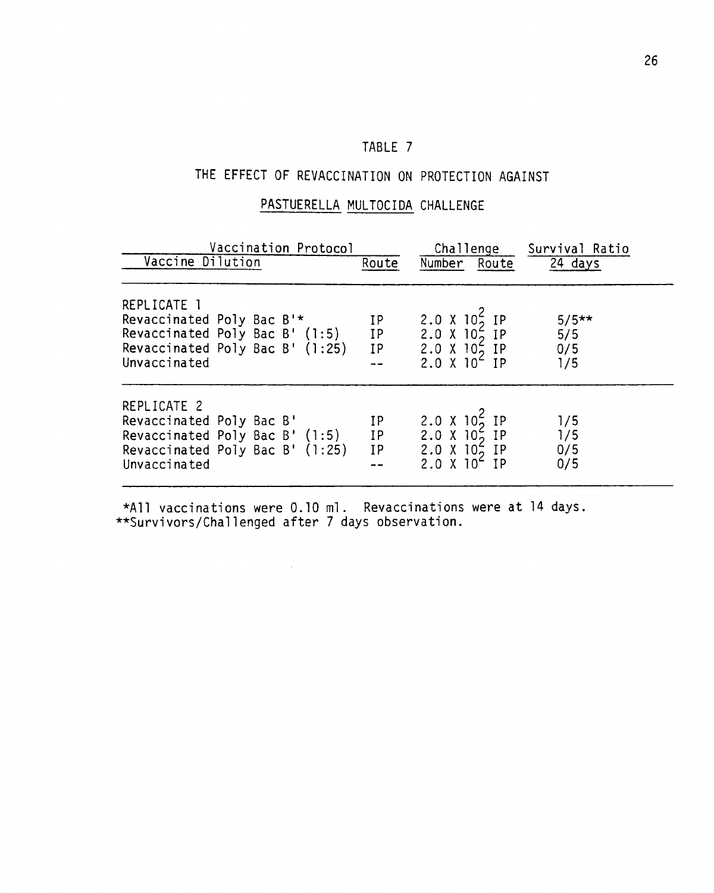# TABLE 7

## THE EFFECT OF REVACCINATION ON PROTECTION AGAINST *PASTUERELLA MULTOCIDA* CHALLENGE

| Vaccination Protocol | | Challenge | | Survival Ratio |
|---|---|---|---|---|
| Vaccine Dilution | Route | Number | Route | 24 days |
| REPLICATE 1 | | | | |
| Revaccinated Poly Bac B'* | IP | $2.0 \times 10^2$ | IP | 5/5** |
| Revaccinated Poly Bac B' (1:5) | IP | $2.0 \times 10^2$ | IP | 5/5 |
| Revaccinated Poly Bac B' (1:25) | IP | $2.0 \times 10^2$ | IP | 0/5 |
| Unvaccinated | -- | $2.0 \times 10^2$ | IP | 1/5 |
| REPLICATE 2 | | | | |
| Revaccinated Poly Bac B' | IP | $2.0 \times 10^2$ | IP | 1/5 |
| Revaccinated Poly Bac B' (1:5) | IP | $2.0 \times 10^2$ | IP | 1/5 |
| Revaccinated Poly Bac B' (1:25) | IP | $2.0 \times 10^2$ | IP | 0/5 |
| Unvaccinated | -- | $2.0 \times 10^2$ | IP | 0/5 |

*All vaccinations were 0.10 ml. Revaccinations were at 14 days.
**Survivors/Challenged after 7 days observation.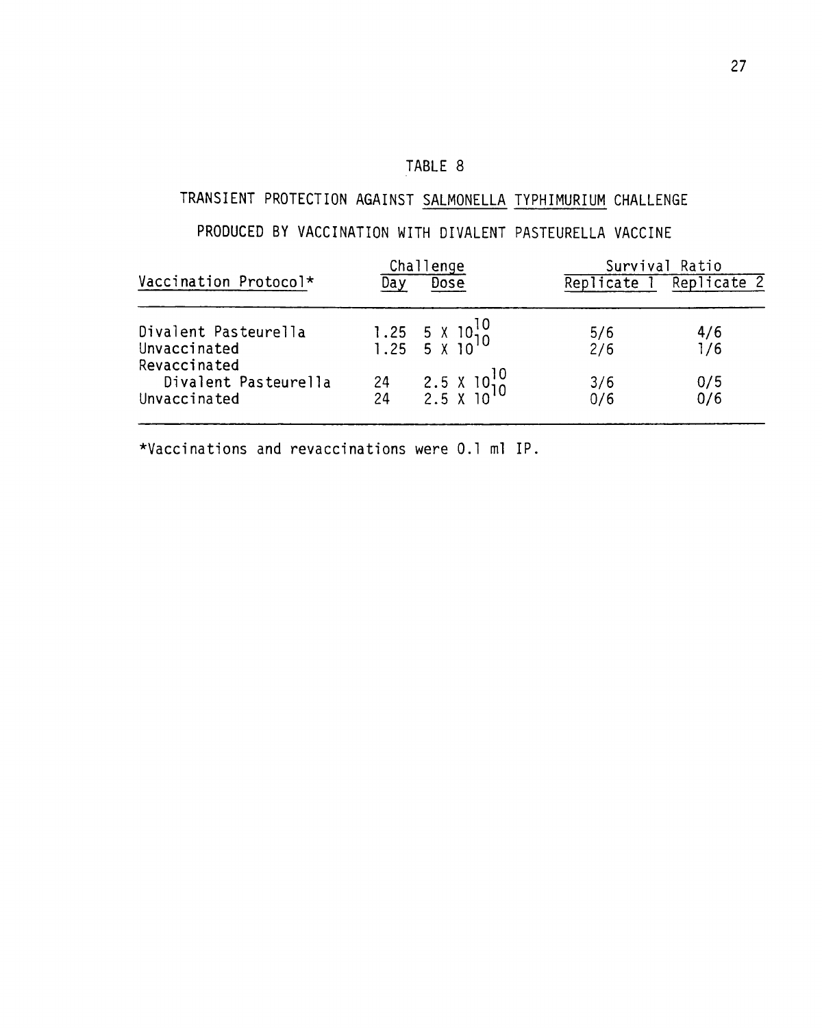TABLE 8

TRANSIENT PROTECTION AGAINST SALMONELLA TYPHIMURIUM CHALLENGE PRODUCED BY VACCINATION WITH DIVALENT PASTEURELLA VACCINE

| Vaccination Protocol* | Challenge | | Survival Ratio | |
|---|---|---|---|---|
| | Day | Dose | Replicate 1 | Replicate 2 |
| Divalent Pasteurella | 1.25 | $5 \times 10^{10}$ | 5/6 | 4/6 |
| Unvaccinated | 1.25 | $5 \times 10^{10}$ | 2/6 | 1/6 |
| Revaccinated Divalent Pasteurella | 24 | $2.5 \times 10^{10}$ | 3/6 | 0/5 |
| Unvaccinated | 24 | $2.5 \times 10^{10}$ | 0/6 | 0/6 |

*Vaccinations and revaccinations were 0.1 ml IP.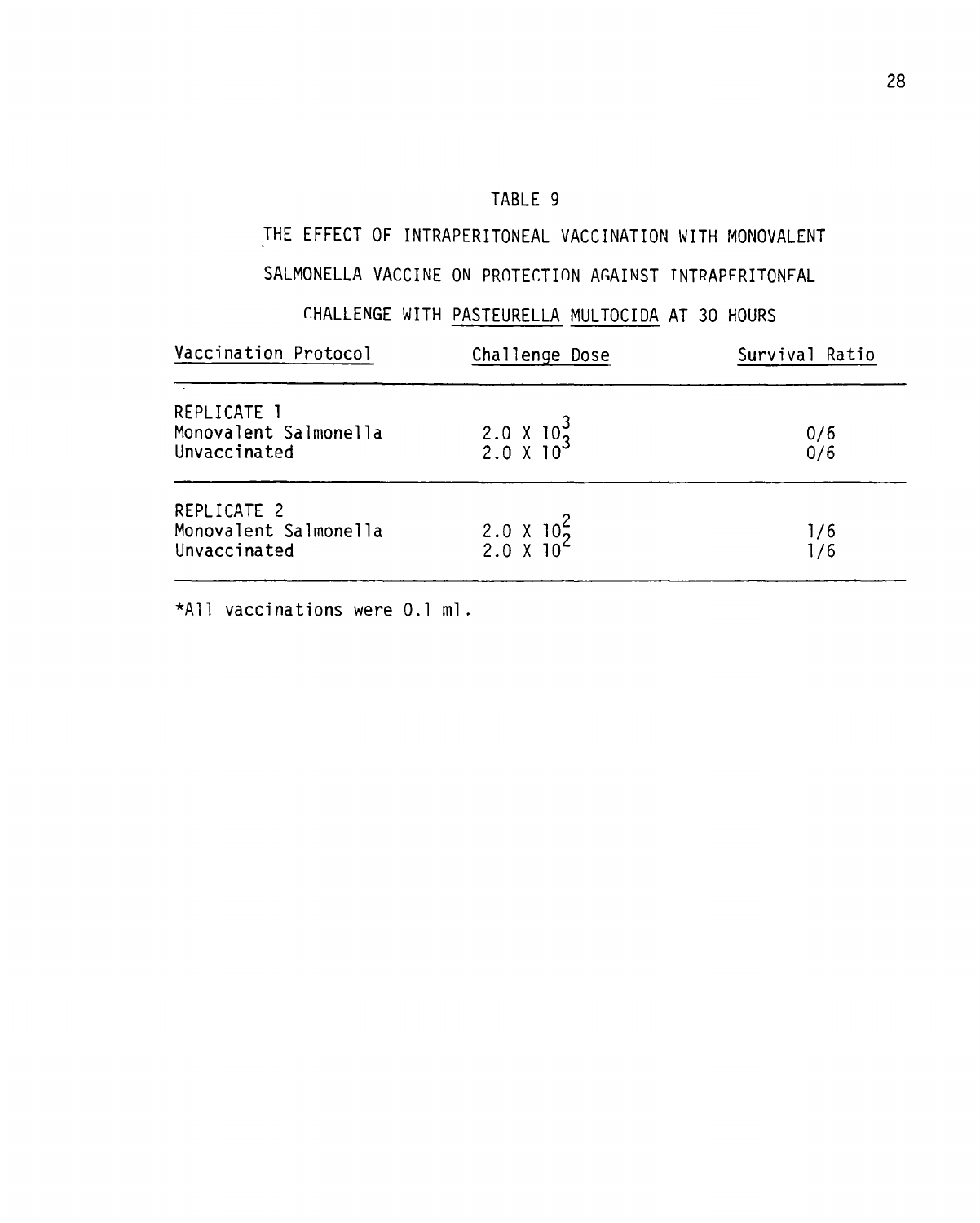TABLE 9

THE EFFECT OF INTRAPERITONEAL VACCINATION WITH MONOVALENT SALMONELLA VACCINE ON PROTECTION AGAINST INTRAPERITONEAL CHALLENGE WITH *PASTEURELLA MULTOCIDA* AT 30 HOURS

| Vaccination Protocol | Challenge Dose | Survival Ratio |
|---|---|---|
| REPLICATE 1 | | |
| Monovalent Salmonella | $2.0 \times 10^3$ | 0/6 |
| Unvaccinated | $2.0 \times 10^3$ | 0/6 |
| REPLICATE 2 | | |
| Monovalent Salmonella | $2.0 \times 10^2$ | 1/6 |
| Unvaccinated | $2.0 \times 10^2$ | 1/6 |

*All vaccinations were 0.1 ml.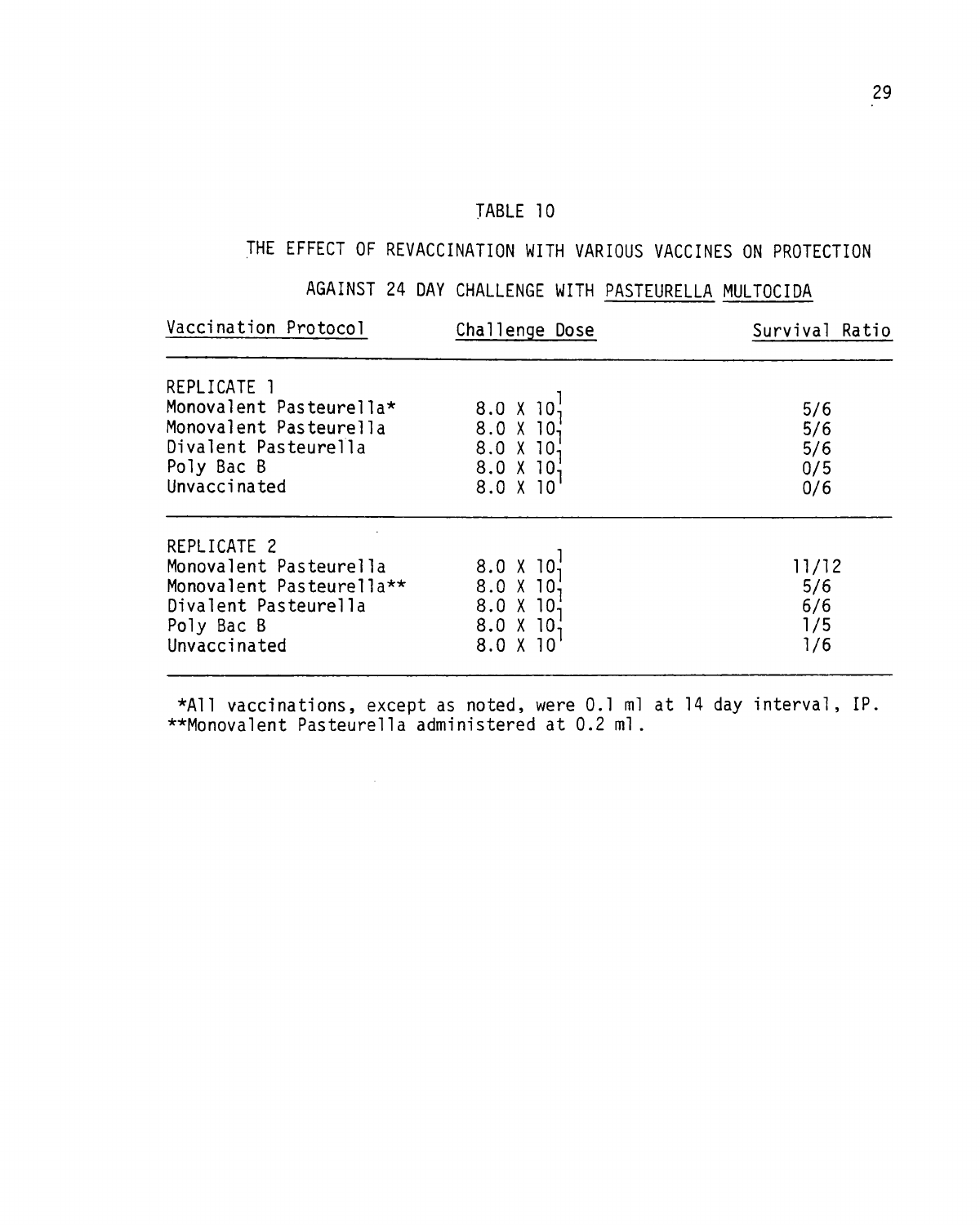TABLE 10

THE EFFECT OF REVACCINATION WITH VARIOUS VACCINES ON PROTECTION AGAINST 24 DAY CHALLENGE WITH PASTEURELLA MULTOCIDA

| Vaccination Protocol | Challenge Dose | Survival Ratio |
|---|---|---|
| REPLICATE 1 | | |
| Monovalent Pasteurella* | $8.0 \times 10^1$ | 5/6 |
| Monovalent Pasteurella | $8.0 \times 10^1$ | 5/6 |
| Divalent Pasteurella | $8.0 \times 10^1$ | 5/6 |
| Poly Bac B | $8.0 \times 10^1$ | 0/5 |
| Unvaccinated | $8.0 \times 10^1$ | 0/6 |
| REPLICATE 2 | | |
| Monovalent Pasteurella | $8.0 \times 10^1$ | 11/12 |
| Monovalent Pasteurella** | $8.0 \times 10^1$ | 5/6 |
| Divalent Pasteurella | $8.0 \times 10^1$ | 6/6 |
| Poly Bac B | $8.0 \times 10^1$ | 1/5 |
| Unvaccinated | $8.0 \times 10^1$ | 1/6 |

*All vaccinations, except as noted, were 0.1 ml at 14 day interval, IP.
**Monovalent Pasteurella administered at 0.2 ml.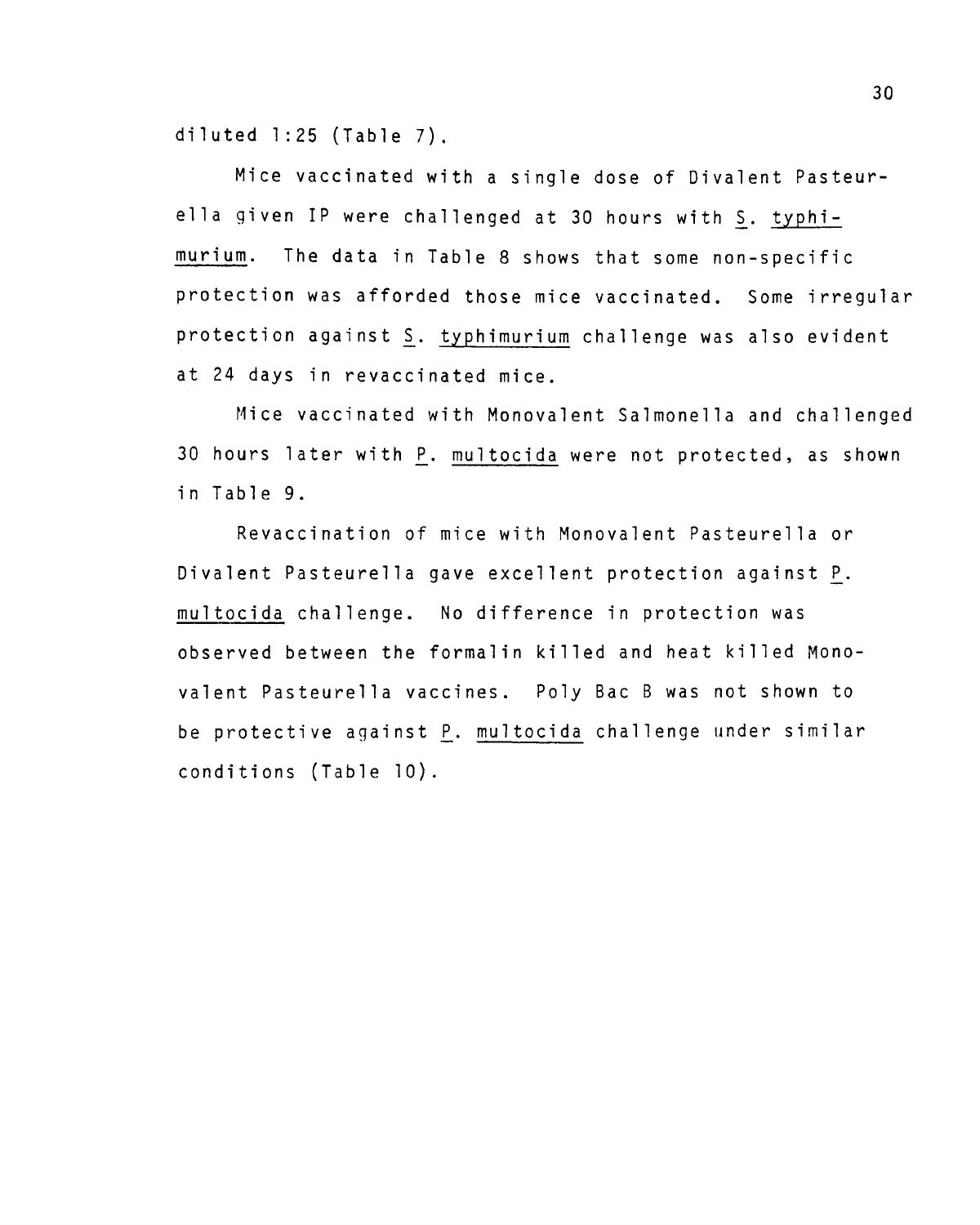diluted 1:25 (Table 7).

Mice vaccinated with a single dose of Divalent Pasteurella given IP were challenged at 30 hours with S. typhimurium. The data in Table 8 shows that some non-specific protection was afforded those mice vaccinated. Some irregular protection against S. typhimurium challenge was also evident at 24 days in revaccinated mice.

Mice vaccinated with Monovalent Salmonella and challenged 30 hours later with P. multocida were not protected, as shown in Table 9.

Revaccination of mice with Monovalent Pasteurella or Divalent Pasteurella gave excellent protection against P. multocida challenge. No difference in protection was observed between the formalin killed and heat killed Monovalent Pasteurella vaccines. Poly Bac B was not shown to be protective against P. multocida challenge under similar conditions (Table 10).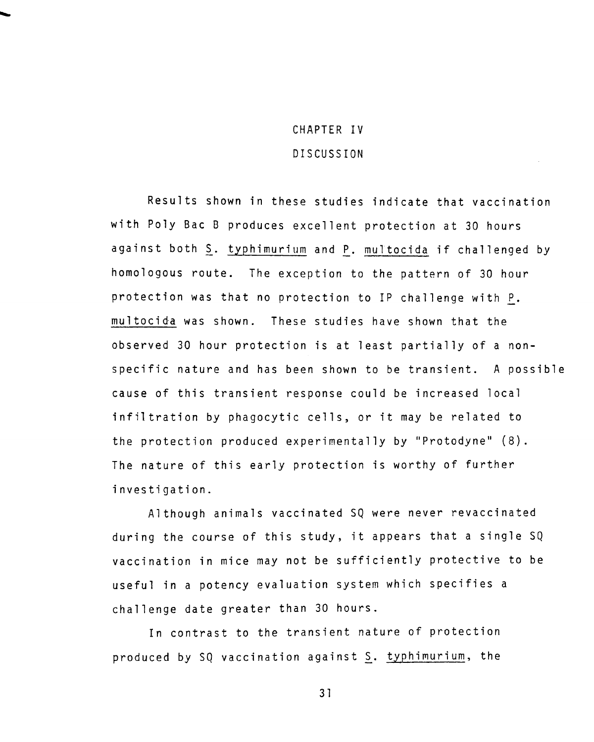# CHAPTER IV

## DISCUSSION

Results shown in these studies indicate that vaccination with Poly Bac B produces excellent protection at 30 hours against both *S. typhimurium* and *P. multocida* if challenged by homologous route. The exception to the pattern of 30 hour protection was that no protection to IP challenge with *P. multocida* was shown. These studies have shown that the observed 30 hour protection is at least partially of a non-specific nature and has been shown to be transient. A possible cause of this transient response could be increased local infiltration by phagocytic cells, or it may be related to the protection produced experimentally by "Protodyne" (8). The nature of this early protection is worthy of further investigation.

Although animals vaccinated SQ were never revaccinated during the course of this study, it appears that a single SQ vaccination in mice may not be sufficiently protective to be useful in a potency evaluation system which specifies a challenge date greater than 30 hours.

In contrast to the transient nature of protection produced by SQ vaccination against *S. typhimurium*, the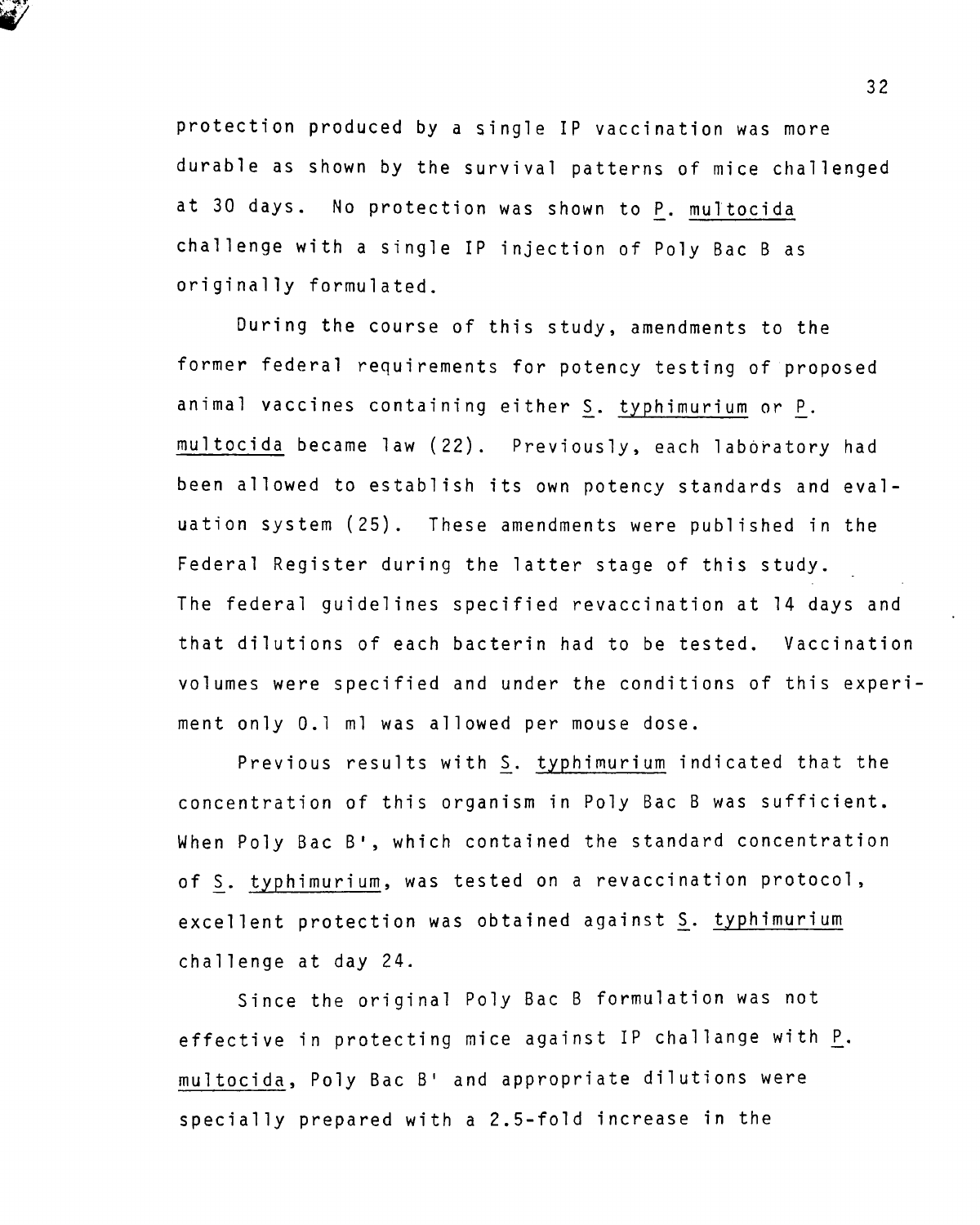protection produced by a single IP vaccination was more durable as shown by the survival patterns of mice challenged at 30 days. No protection was shown to _P. multocida_ challenge with a single IP injection of Poly Bac B as originally formulated.

During the course of this study, amendments to the former federal requirements for potency testing of proposed animal vaccines containing either _S. typhimurium_ or _P. multocida_ became law (22). Previously, each laboratory had been allowed to establish its own potency standards and evaluation system (25). These amendments were published in the Federal Register during the latter stage of this study. The federal guidelines specified revaccination at 14 days and that dilutions of each bacterin had to be tested. Vaccination volumes were specified and under the conditions of this experiment only 0.1 ml was allowed per mouse dose.

Previous results with _S. typhimurium_ indicated that the concentration of this organism in Poly Bac B was sufficient. When Poly Bac B', which contained the standard concentration of _S. typhimurium_, was tested on a revaccination protocol, excellent protection was obtained against _S. typhimurium_ challenge at day 24.

Since the original Poly Bac B formulation was not effective in protecting mice against IP challange with _P. multocida_, Poly Bac B' and appropriate dilutions were specially prepared with a 2.5-fold increase in the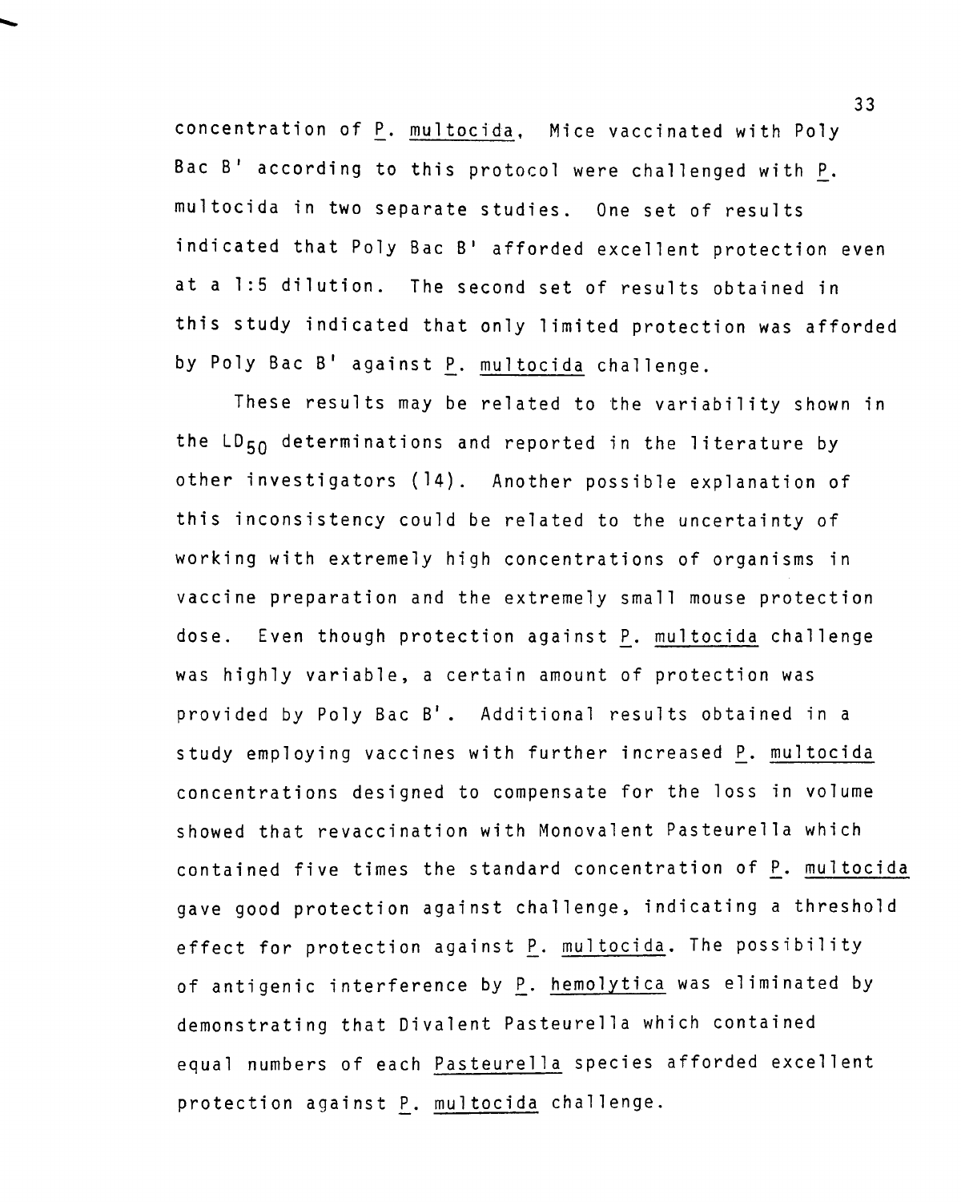concentration of *P. multocida*. Mice vaccinated with Poly Bac B' according to this protocol were challenged with *P. multocida* in two separate studies. One set of results indicated that Poly Bac B' afforded excellent protection even at a 1:5 dilution. The second set of results obtained in this study indicated that only limited protection was afforded by Poly Bac B' against *P. multocida* challenge.

These results may be related to the variability shown in the $LD_{50}$ determinations and reported in the literature by other investigators (14). Another possible explanation of this inconsistency could be related to the uncertainty of working with extremely high concentrations of organisms in vaccine preparation and the extremely small mouse protection dose. Even though protection against *P. multocida* challenge was highly variable, a certain amount of protection was provided by Poly Bac B'. Additional results obtained in a study employing vaccines with further increased *P. multocida* concentrations designed to compensate for the loss in volume showed that revaccination with Monovalent Pasteurella which contained five times the standard concentration of *P. multocida* gave good protection against challenge, indicating a threshold effect for protection against *P. multocida*. The possibility of antigenic interference by *P. hemolytica* was eliminated by demonstrating that Divalent Pasteurella which contained equal numbers of each *Pasteurella* species afforded excellent protection against *P. multocida* challenge.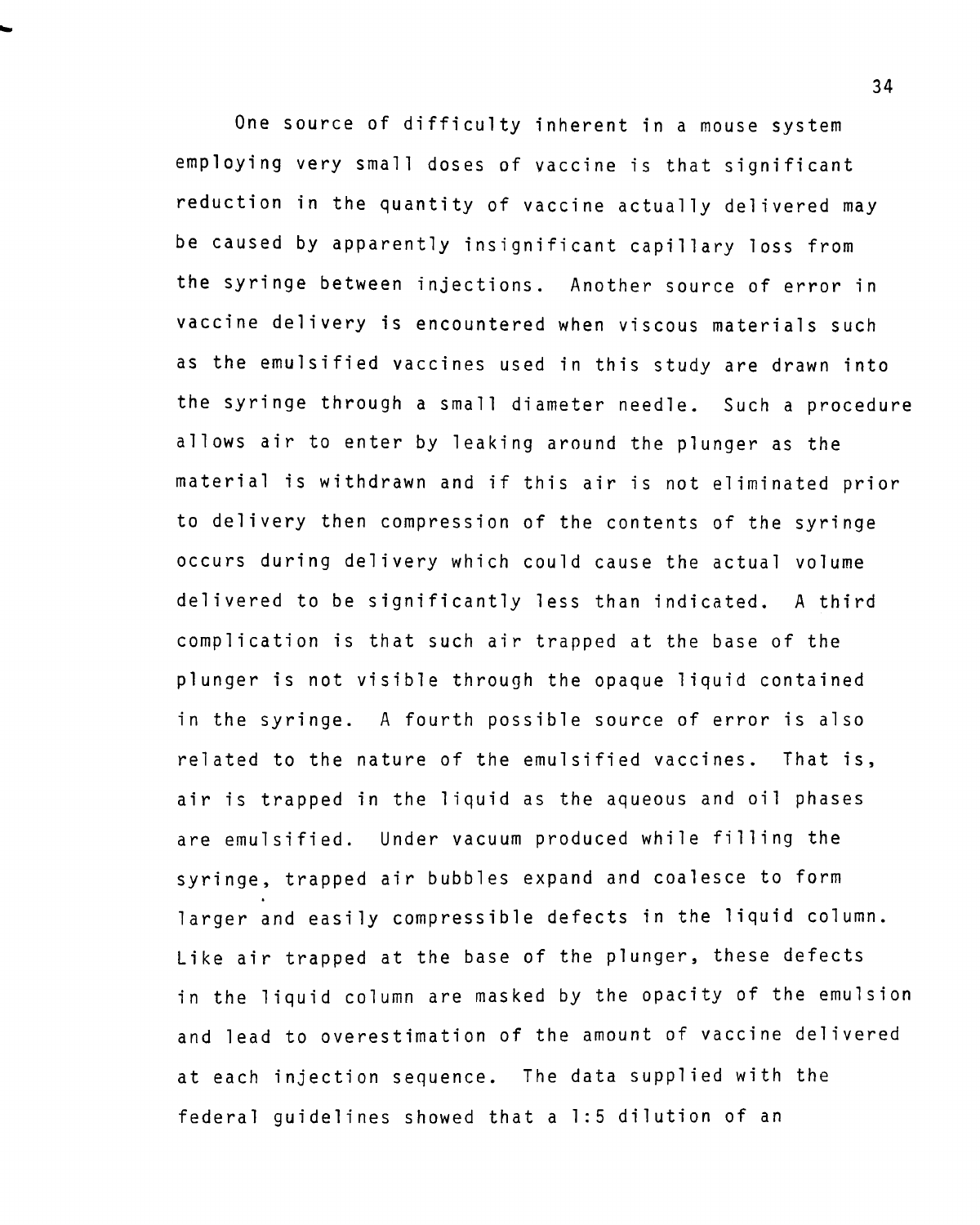One source of difficulty inherent in a mouse system employing very small doses of vaccine is that significant reduction in the quantity of vaccine actually delivered may be caused by apparently insignificant capillary loss from the syringe between injections. Another source of error in vaccine delivery is encountered when viscous materials such as the emulsified vaccines used in this study are drawn into the syringe through a small diameter needle. Such a procedure allows air to enter by leaking around the plunger as the material is withdrawn and if this air is not eliminated prior to delivery then compression of the contents of the syringe occurs during delivery which could cause the actual volume delivered to be significantly less than indicated. A third complication is that such air trapped at the base of the plunger is not visible through the opaque liquid contained in the syringe. A fourth possible source of error is also related to the nature of the emulsified vaccines. That is, air is trapped in the liquid as the aqueous and oil phases are emulsified. Under vacuum produced while filling the syringe, trapped air bubbles expand and coalesce to form larger and easily compressible defects in the liquid column. Like air trapped at the base of the plunger, these defects in the liquid column are masked by the opacity of the emulsion and lead to overestimation of the amount of vaccine delivered at each injection sequence. The data supplied with the federal guidelines showed that a 1:5 dilution of an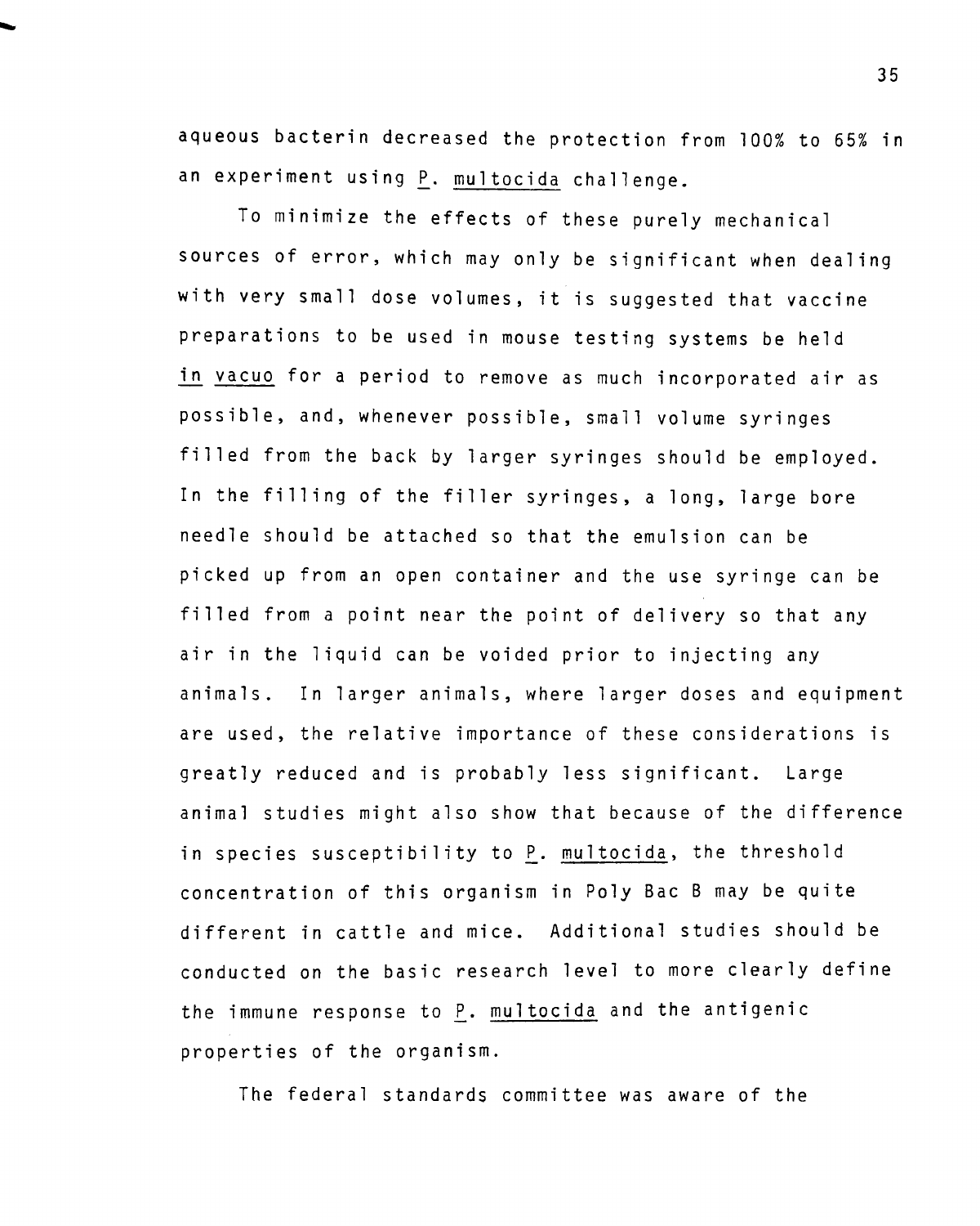aqueous bacterin decreased the protection from 100% to 65% in an experiment using *P. multocida* challenge.

To minimize the effects of these purely mechanical sources of error, which may only be significant when dealing with very small dose volumes, it is suggested that vaccine preparations to be used in mouse testing systems be held *in vacuo* for a period to remove as much incorporated air as possible, and, whenever possible, small volume syringes filled from the back by larger syringes should be employed. In the filling of the filler syringes, a long, large bore needle should be attached so that the emulsion can be picked up from an open container and the use syringe can be filled from a point near the point of delivery so that any air in the liquid can be voided prior to injecting any animals. In larger animals, where larger doses and equipment are used, the relative importance of these considerations is greatly reduced and is probably less significant. Large animal studies might also show that because of the difference in species susceptibility to *P. multocida*, the threshold concentration of this organism in Poly Bac B may be quite different in cattle and mice. Additional studies should be conducted on the basic research level to more clearly define the immune response to *P. multocida* and the antigenic properties of the organism.

The federal standards committee was aware of the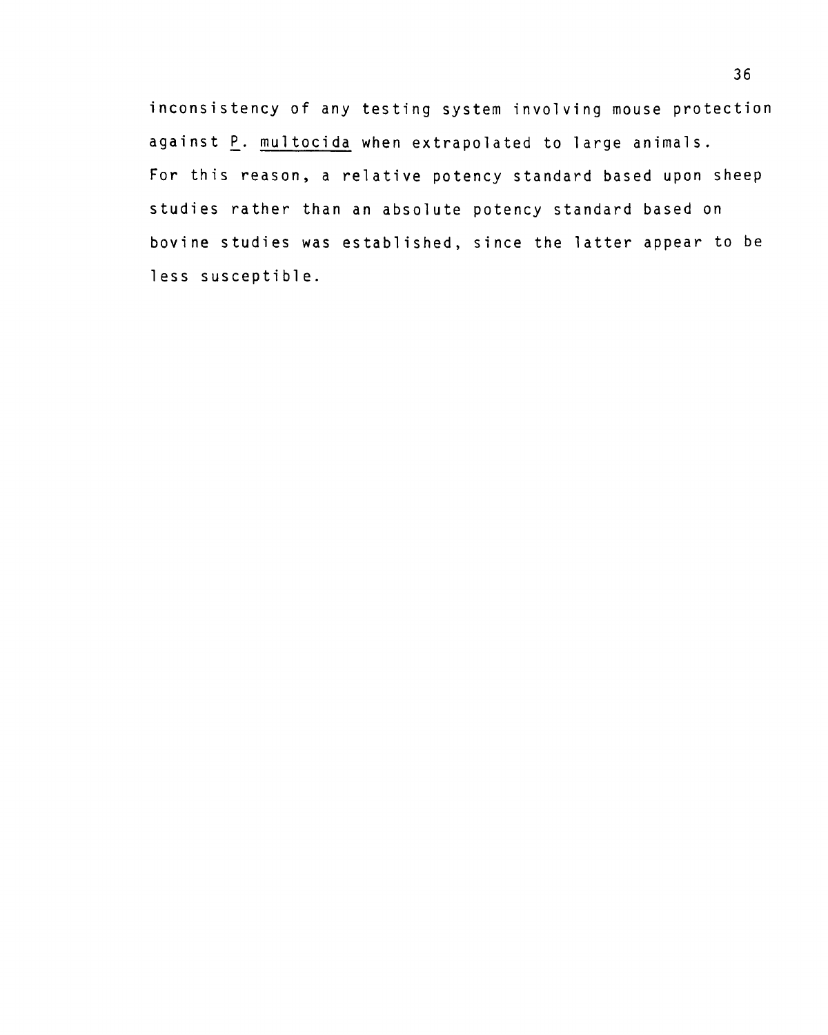inconsistency of any testing system involving mouse protection against _P. multocida_ when extrapolated to large animals. For this reason, a relative potency standard based upon sheep studies rather than an absolute potency standard based on bovine studies was established, since the latter appear to be less susceptible.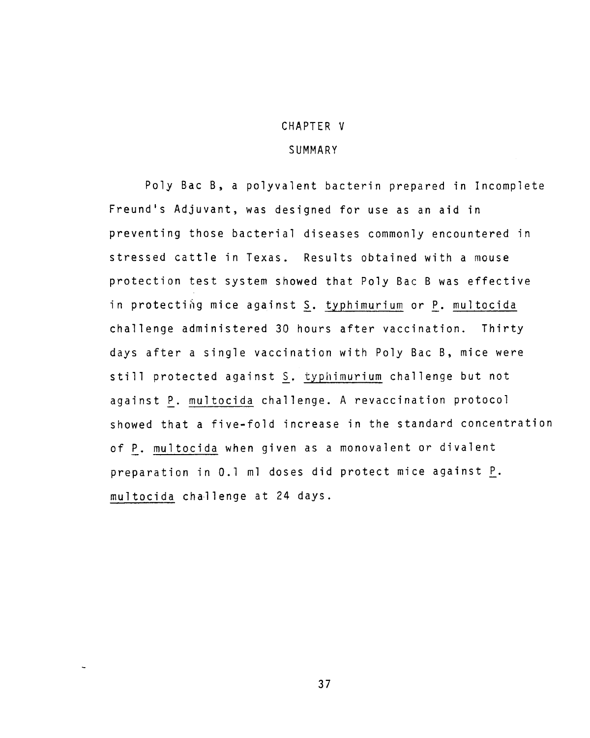# CHAPTER V

## SUMMARY

Poly Bac B, a polyvalent bacterin prepared in Incomplete Freund's Adjuvant, was designed for use as an aid in preventing those bacterial diseases commonly encountered in stressed cattle in Texas. Results obtained with a mouse protection test system showed that Poly Bac B was effective in protecting mice against *S. typhimurium* or *P. multocida* challenge administered 30 hours after vaccination. Thirty days after a single vaccination with Poly Bac B, mice were still protected against *S. typhimurium* challenge but not against *P. multocida* challenge. A revaccination protocol showed that a five-fold increase in the standard concentration of *P. multocida* when given as a monovalent or divalent preparation in 0.1 ml doses did protect mice against *P. multocida* challenge at 24 days.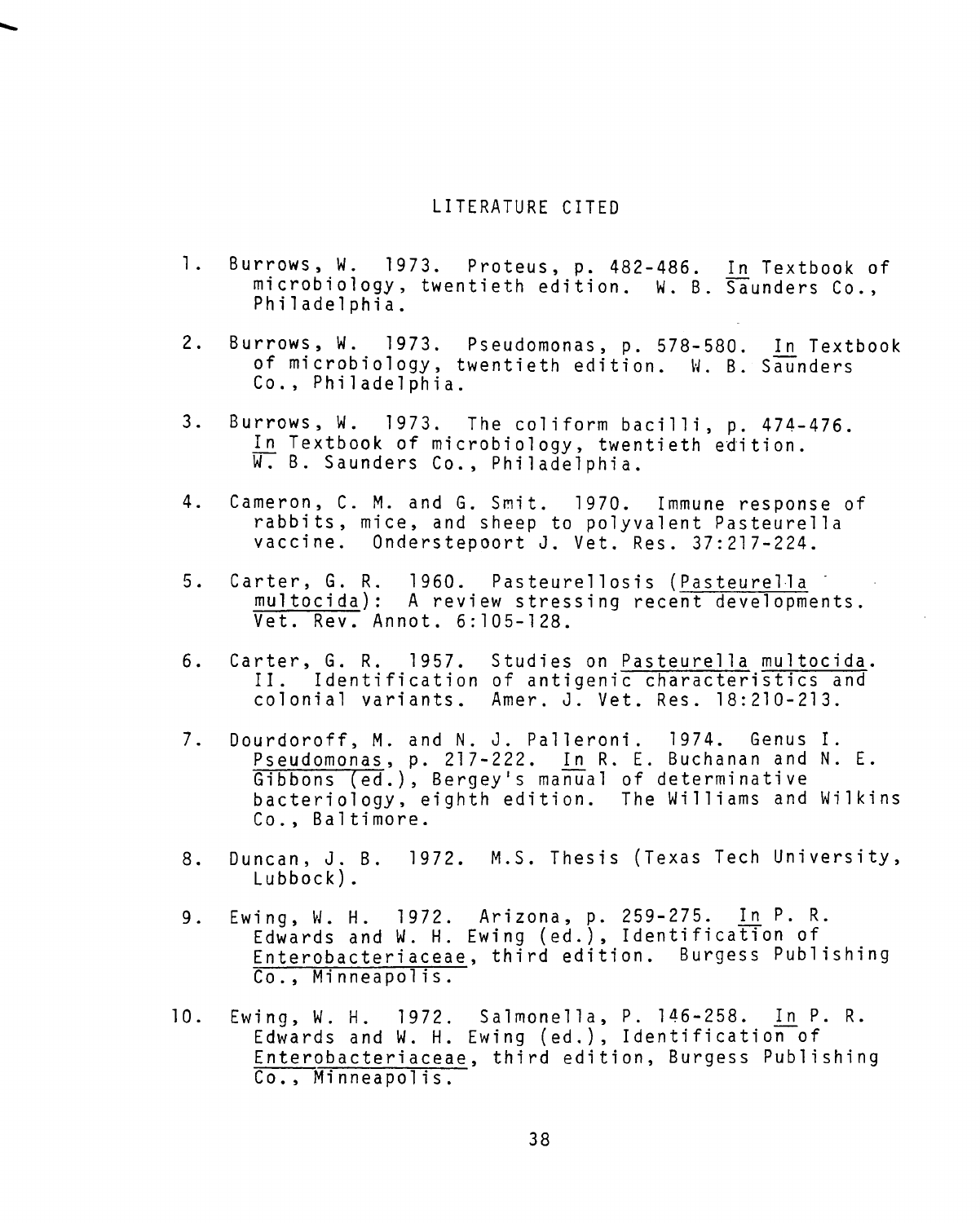# LITERATURE CITED

1. Burrows, W. 1973. Proteus, p. 482-486. In Textbook of microbiology, twentieth edition. W. B. Saunders Co., Philadelphia.

2. Burrows, W. 1973. Pseudomonas, p. 578-580. In Textbook of microbiology, twentieth edition. W. B. Saunders Co., Philadelphia.

3. Burrows, W. 1973. The coliform bacilli, p. 474-476. In Textbook of microbiology, twentieth edition. W. B. Saunders Co., Philadelphia.

4. Cameron, C. M. and G. Smit. 1970. Immune response of rabbits, mice, and sheep to polyvalent Pasteurella vaccine. Onderstepoort J. Vet. Res. 37:217-224.

5. Carter, G. R. 1960. Pasteurellosis (*Pasteurella multocida*): A review stressing recent developments. Vet. Rev. Annot. 6:105-128.

6. Carter, G. R. 1957. Studies on *Pasteurella multocida*. II. Identification of antigenic characteristics and colonial variants. Amer. J. Vet. Res. 18:210-213.

7. Dourdoroff, M. and N. J. Palleroni. 1974. Genus I. *Pseudomonas*, p. 217-222. In R. E. Buchanan and N. E. Gibbons (ed.), Bergey's manual of determinative bacteriology, eighth edition. The Williams and Wilkins Co., Baltimore.

8. Duncan, J. B. 1972. M.S. Thesis (Texas Tech University, Lubbock).

9. Ewing, W. H. 1972. Arizona, p. 259-275. In P. R. Edwards and W. H. Ewing (ed.), Identification of *Enterobacteriaceae*, third edition. Burgess Publishing Co., Minneapolis.

10. Ewing, W. H. 1972. Salmonella, P. 146-258. In P. R. Edwards and W. H. Ewing (ed.), Identification of *Enterobacteriaceae*, third edition, Burgess Publishing Co., Minneapolis.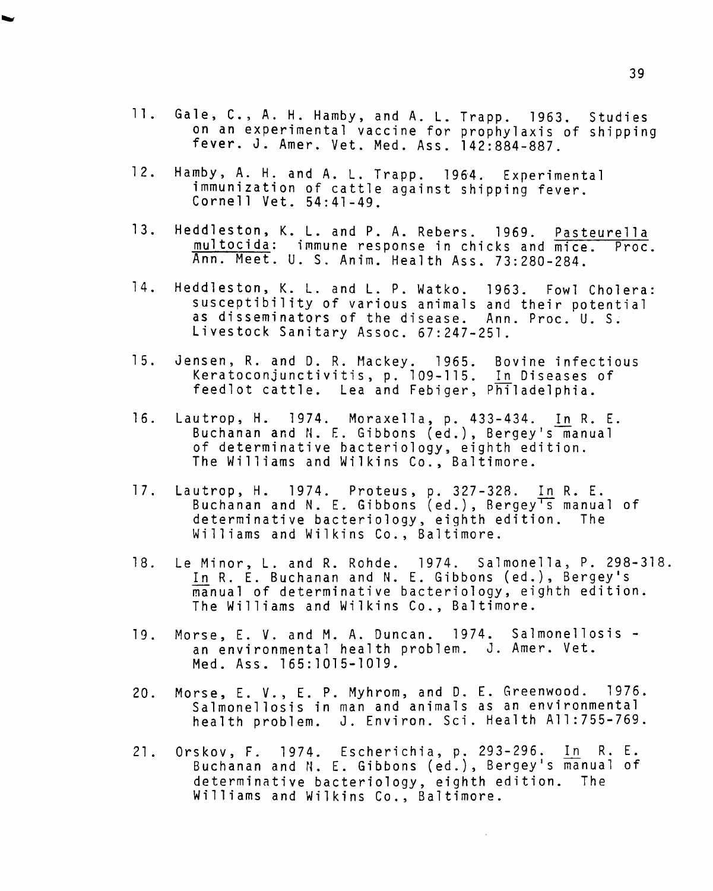11. Gale, C., A. H. Hamby, and A. L. Trapp. 1963. Studies on an experimental vaccine for prophylaxis of shipping fever. J. Amer. Vet. Med. Ass. 142:884-887.

12. Hamby, A. H. and A. L. Trapp. 1964. Experimental immunization of cattle against shipping fever. Cornell Vet. 54:41-49.

13. Heddleston, K. L. and P. A. Rebers. 1969. Pasteurella multocida: immune response in chicks and mice. Proc. Ann. Meet. U. S. Anim. Health Ass. 73:280-284.

14. Heddleston, K. L. and L. P. Watko. 1963. Fowl Cholera: susceptibility of various animals and their potential as disseminators of the disease. Ann. Proc. U. S. Livestock Sanitary Assoc. 67:247-251.

15. Jensen, R. and D. R. Mackey. 1965. Bovine infectious Keratoconjunctivitis, p. 109-115. In Diseases of feedlot cattle. Lea and Febiger, Philadelphia.

16. Lautrop, H. 1974. Moraxella, p. 433-434. In R. E. Buchanan and N. E. Gibbons (ed.), Bergey's manual of determinative bacteriology, eighth edition. The Williams and Wilkins Co., Baltimore.

17. Lautrop, H. 1974. Proteus, p. 327-328. In R. E. Buchanan and N. E. Gibbons (ed.), Bergey's manual of determinative bacteriology, eighth edition. The Williams and Wilkins Co., Baltimore.

18. Le Minor, L. and R. Rohde. 1974. Salmonella, P. 298-318. In R. E. Buchanan and N. E. Gibbons (ed.), Bergey's manual of determinative bacteriology, eighth edition. The Williams and Wilkins Co., Baltimore.

19. Morse, E. V. and M. A. Duncan. 1974. Salmonellosis - an environmental health problem. J. Amer. Vet. Med. Ass. 165:1015-1019.

20. Morse, E. V., E. P. Myhrom, and D. E. Greenwood. 1976. Salmonellosis in man and animals as an environmental health problem. J. Environ. Sci. Health A11:755-769.

21. Orskov, F. 1974. Escherichia, p. 293-296. In R. E. Buchanan and N. E. Gibbons (ed.), Bergey's manual of determinative bacteriology, eighth edition. The Williams and Wilkins Co., Baltimore.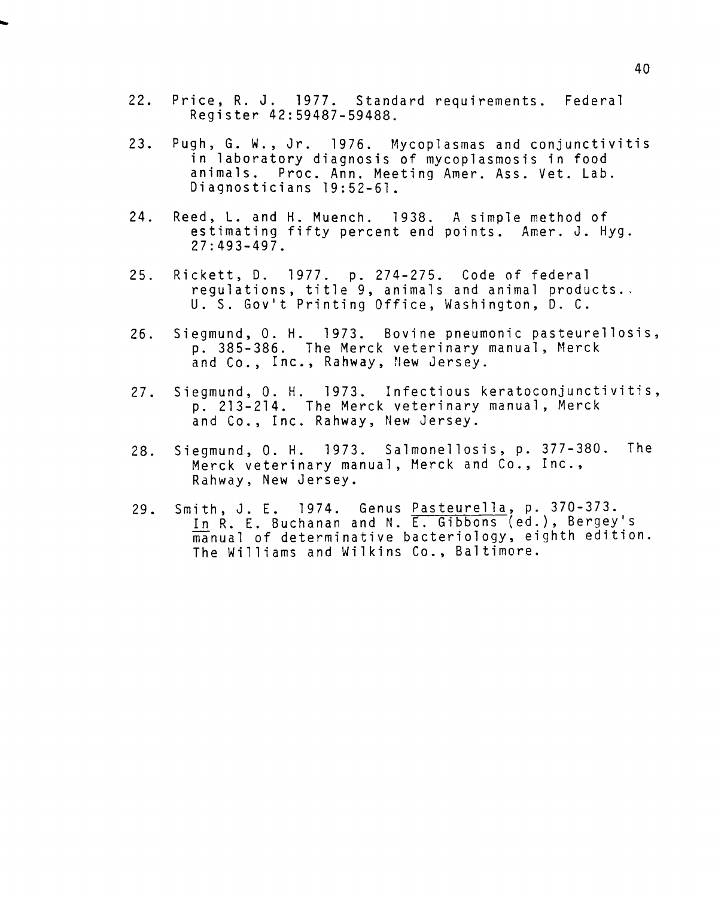22. Price, R. J. 1977. Standard requirements. Federal Register 42:59487-59488.

23. Pugh, G. W., Jr. 1976. Mycoplasmas and conjunctivitis in laboratory diagnosis of mycoplasmosis in food animals. Proc. Ann. Meeting Amer. Ass. Vet. Lab. Diagnosticians 19:52-61.

24. Reed, L. and H. Muench. 1938. A simple method of estimating fifty percent end points. Amer. J. Hyg. 27:493-497.

25. Rickett, D. 1977. p. 274-275. Code of federal regulations, title 9, animals and animal products.. U. S. Gov't Printing Office, Washington, D. C.

26. Siegmund, O. H. 1973. Bovine pneumonic pasteurellosis, p. 385-386. The Merck veterinary manual, Merck and Co., Inc., Rahway, New Jersey.

27. Siegmund, O. H. 1973. Infectious keratoconjunctivitis, p. 213-214. The Merck veterinary manual, Merck and Co., Inc. Rahway, New Jersey.

28. Siegmund, O. H. 1973. Salmonellosis, p. 377-380. The Merck veterinary manual, Merck and Co., Inc., Rahway, New Jersey.

29. Smith, J. E. 1974. Genus Pasteurella, p. 370-373. In R. E. Buchanan and N. E. Gibbons (ed.), Bergey's manual of determinative bacteriology, eighth edition. The Williams and Wilkins Co., Baltimore.